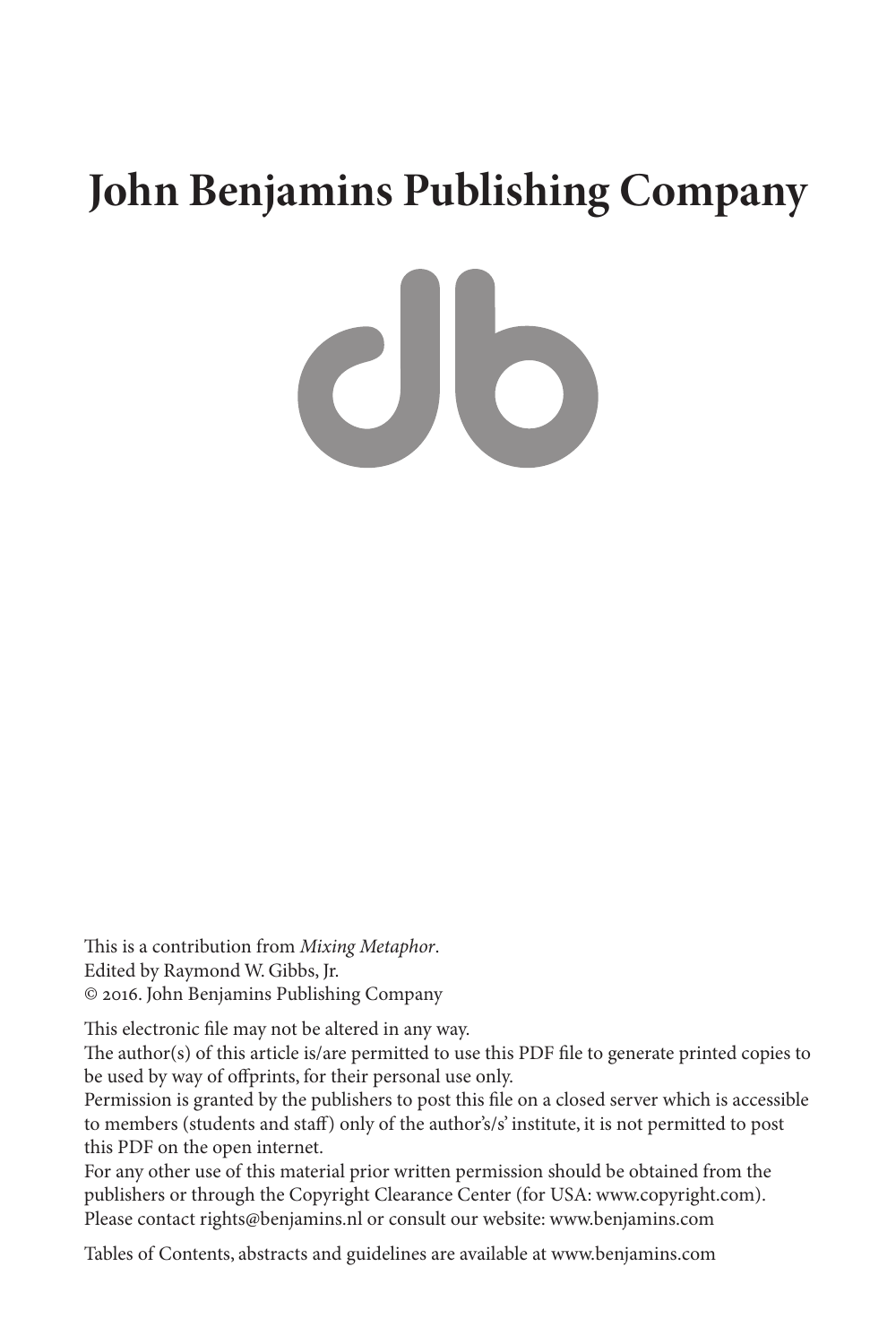# John Benjamins Publishing Company

This is a contribution from *Mixing Metaphor*.
Edited by Raymond W. Gibbs, Jr.
© 2016. John Benjamins Publishing Company

This electronic file may not be altered in any way.
The author(s) of this article is/are permitted to use this PDF file to generate printed copies to be used by way of offprints, for their personal use only.
Permission is granted by the publishers to post this file on a closed server which is accessible to members (students and staff) only of the author's/s' institute, it is not permitted to post this PDF on the open internet.
For any other use of this material prior written permission should be obtained from the publishers or through the Copyright Clearance Center (for USA: www.copyright.com).
Please contact rights@benjamins.nl or consult our website: www.benjamins.com

Tables of Contents, abstracts and guidelines are available at www.benjamins.com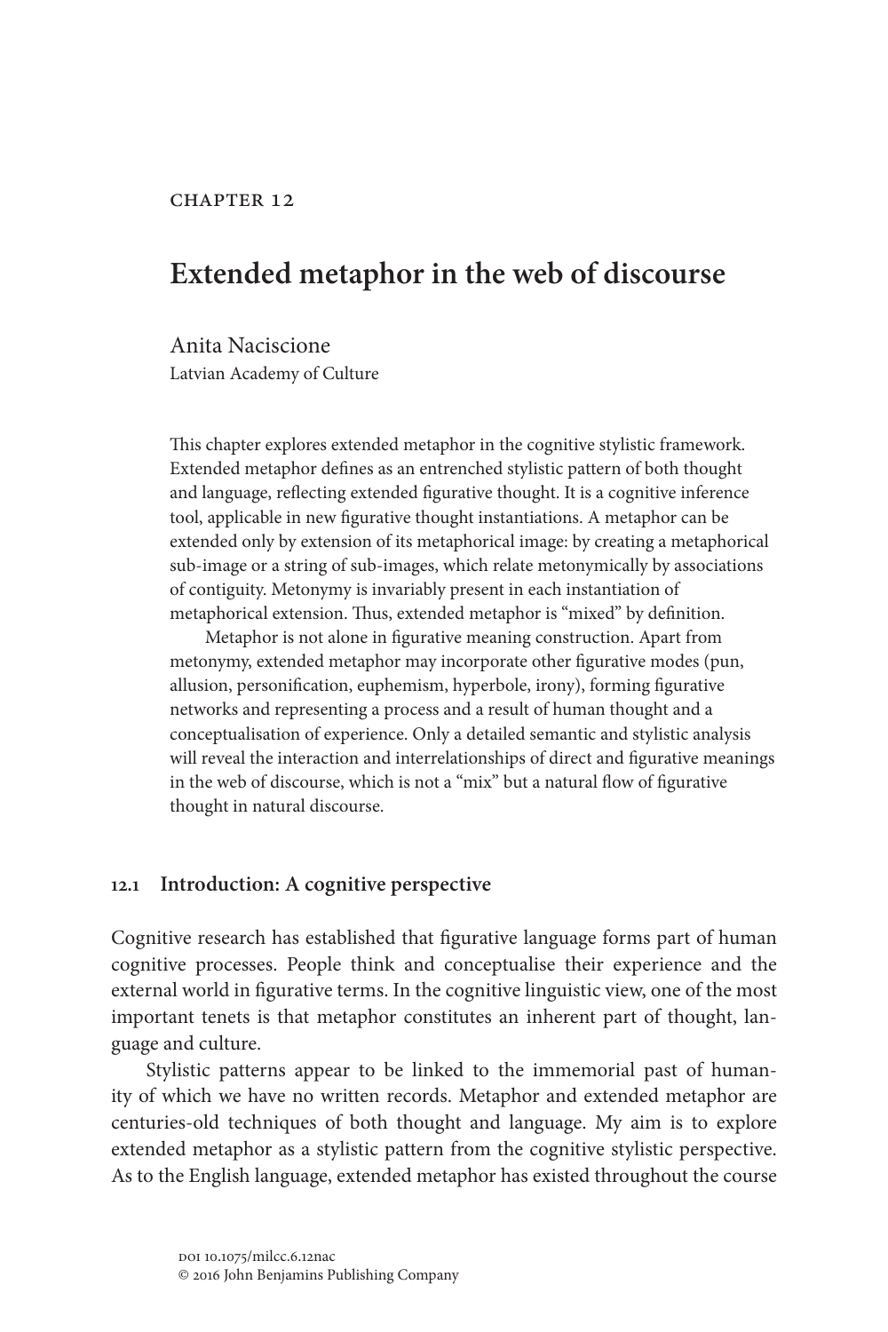CHAPTER 12

# Extended metaphor in the web of discourse

Anita Naciscione
Latvian Academy of Culture

This chapter explores extended metaphor in the cognitive stylistic framework. Extended metaphor defines as an entrenched stylistic pattern of both thought and language, reflecting extended figurative thought. It is a cognitive inference tool, applicable in new figurative thought instantiations. A metaphor can be extended only by extension of its metaphorical image: by creating a metaphorical sub-image or a string of sub-images, which relate metonymically by associations of contiguity. Metonymy is invariably present in each instantiation of metaphorical extension. Thus, extended metaphor is "mixed" by definition.

Metaphor is not alone in figurative meaning construction. Apart from metonymy, extended metaphor may incorporate other figurative modes (pun, allusion, personification, euphemism, hyperbole, irony), forming figurative networks and representing a process and a result of human thought and a conceptualisation of experience. Only a detailed semantic and stylistic analysis will reveal the interaction and interrelationships of direct and figurative meanings in the web of discourse, which is not a "mix" but a natural flow of figurative thought in natural discourse.

## 12.1 Introduction: A cognitive perspective

Cognitive research has established that figurative language forms part of human cognitive processes. People think and conceptualise their experience and the external world in figurative terms. In the cognitive linguistic view, one of the most important tenets is that metaphor constitutes an inherent part of thought, language and culture.

Stylistic patterns appear to be linked to the immemorial past of humanity of which we have no written records. Metaphor and extended metaphor are centuries-old techniques of both thought and language. My aim is to explore extended metaphor as a stylistic pattern from the cognitive stylistic perspective. As to the English language, extended metaphor has existed throughout the course

DOI 10.1075/milcc.6.12nac
© 2016 John Benjamins Publishing Company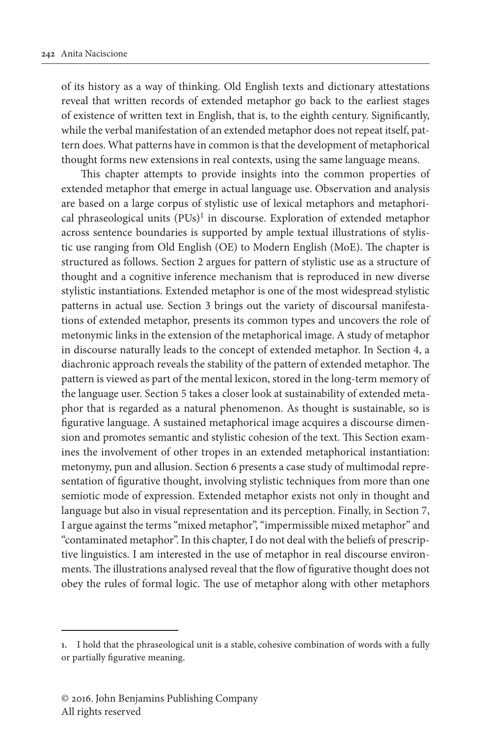of its history as a way of thinking. Old English texts and dictionary attestations reveal that written records of extended metaphor go back to the earliest stages of existence of written text in English, that is, to the eighth century. Significantly, while the verbal manifestation of an extended metaphor does not repeat itself, pattern does. What patterns have in common is that the development of metaphorical thought forms new extensions in real contexts, using the same language means.

This chapter attempts to provide insights into the common properties of extended metaphor that emerge in actual language use. Observation and analysis are based on a large corpus of stylistic use of lexical metaphors and metaphorical phraseological units (PUs)[1] in discourse. Exploration of extended metaphor across sentence boundaries is supported by ample textual illustrations of stylistic use ranging from Old English (OE) to Modern English (MoE). The chapter is structured as follows. Section 2 argues for pattern of stylistic use as a structure of thought and a cognitive inference mechanism that is reproduced in new diverse stylistic instantiations. Extended metaphor is one of the most widespread stylistic patterns in actual use. Section 3 brings out the variety of discoursal manifestations of extended metaphor, presents its common types and uncovers the role of metonymic links in the extension of the metaphorical image. A study of metaphor in discourse naturally leads to the concept of extended metaphor. In Section 4, a diachronic approach reveals the stability of the pattern of extended metaphor. The pattern is viewed as part of the mental lexicon, stored in the long-term memory of the language user. Section 5 takes a closer look at sustainability of extended metaphor that is regarded as a natural phenomenon. As thought is sustainable, so is figurative language. A sustained metaphorical image acquires a discourse dimension and promotes semantic and stylistic cohesion of the text. This Section examines the involvement of other tropes in an extended metaphorical instantiation: metonymy, pun and allusion. Section 6 presents a case study of multimodal representation of figurative thought, involving stylistic techniques from more than one semiotic mode of expression. Extended metaphor exists not only in thought and language but also in visual representation and its perception. Finally, in Section 7, I argue against the terms "mixed metaphor", "impermissible mixed metaphor" and "contaminated metaphor". In this chapter, I do not deal with the beliefs of prescriptive linguistics. I am interested in the use of metaphor in real discourse environments. The illustrations analysed reveal that the flow of figurative thought does not obey the rules of formal logic. The use of metaphor along with other metaphors

1. I hold that the phraseological unit is a stable, cohesive combination of words with a fully or partially figurative meaning.

© 2016. John Benjamins Publishing Company
All rights reserved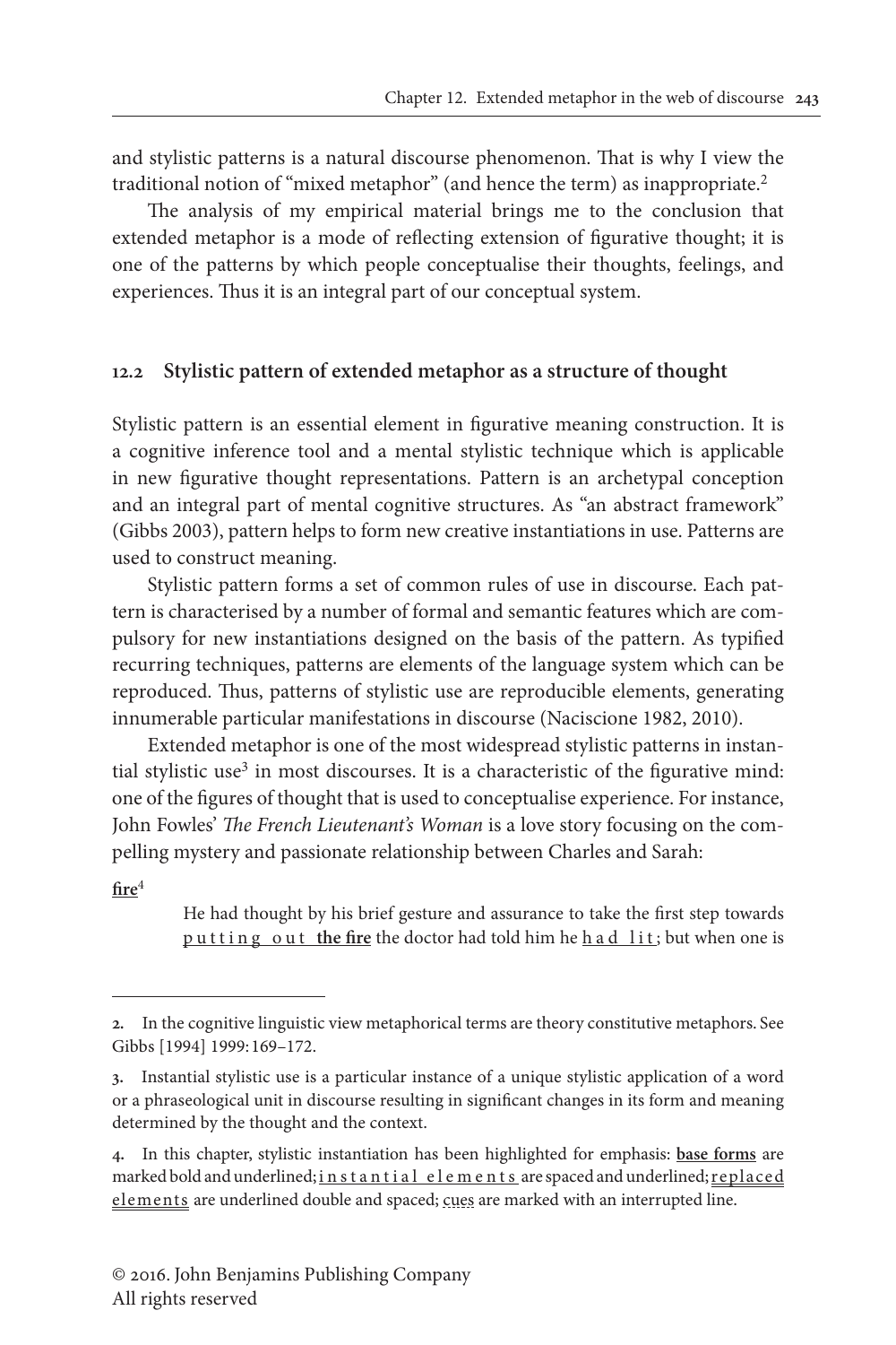and stylistic patterns is a natural discourse phenomenon. That is why I view the traditional notion of "mixed metaphor" (and hence the term) as inappropriate.[2]

The analysis of my empirical material brings me to the conclusion that extended metaphor is a mode of reflecting extension of figurative thought; it is one of the patterns by which people conceptualise their thoughts, feelings, and experiences. Thus it is an integral part of our conceptual system.

## 12.2 Stylistic pattern of extended metaphor as a structure of thought

Stylistic pattern is an essential element in figurative meaning construction. It is a cognitive inference tool and a mental stylistic technique which is applicable in new figurative thought representations. Pattern is an archetypal conception and an integral part of mental cognitive structures. As "an abstract framework" (Gibbs 2003), pattern helps to form new creative instantiations in use. Patterns are used to construct meaning.

Stylistic pattern forms a set of common rules of use in discourse. Each pattern is characterised by a number of formal and semantic features which are compulsory for new instantiations designed on the basis of the pattern. As typified recurring techniques, patterns are elements of the language system which can be reproduced. Thus, patterns of stylistic use are reproducible elements, generating innumerable particular manifestations in discourse (Naciscione 1982, 2010).

Extended metaphor is one of the most widespread stylistic patterns in instantial stylistic use[3] in most discourses. It is a characteristic of the figurative mind: one of the figures of thought that is used to conceptualise experience. For instance, John Fowles' *The French Lieutenant's Woman* is a love story focusing on the compelling mystery and passionate relationship between Charles and Sarah:

<u>**fire**</u>[4]

> He had thought by his brief gesture and assurance to take the first step towards <u>p u t t i n g   o u t</u> <u>**the fire**</u> the doctor had told him he <u>h a d   l i t</u>; but when one is

---

2. In the cognitive linguistic view metaphorical terms are theory constitutive metaphors. See Gibbs [1994] 1999: 169–172.

3. Instantial stylistic use is a particular instance of a unique stylistic application of a word or a phraseological unit in discourse resulting in significant changes in its form and meaning determined by the thought and the context.

4. In this chapter, stylistic instantiation has been highlighted for emphasis: <u>**base forms**</u> are marked bold and underlined; <u>i n s t a n t i a l   e l e m e n t s</u> are spaced and underlined; <u>r e p l a c e d   e l e m e n t s</u> are underlined double and spaced; cues are marked with an interrupted line.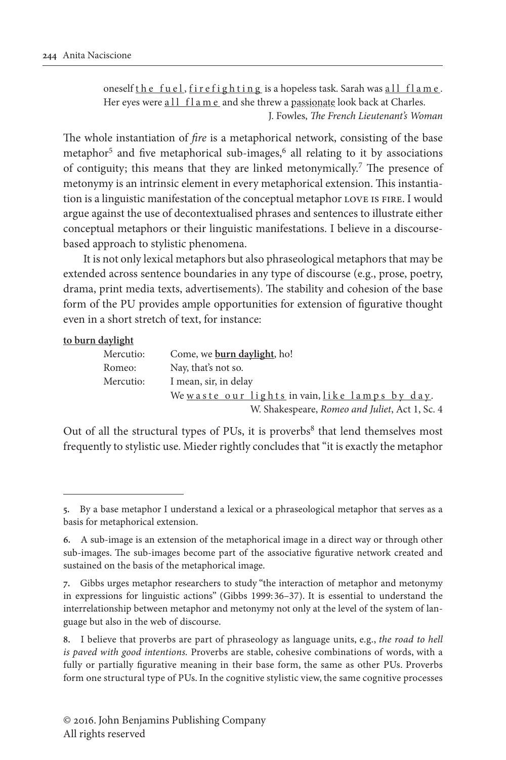oneself the fuel, firefighting is a hopeless task. Sarah was all flame. Her eyes were all flame and she threw a passionate look back at Charles.
J. Fowles, *The French Lieutenant's Woman*

The whole instantiation of *fire* is a metaphorical network, consisting of the base metaphor[5] and five metaphorical sub-images,[6] all relating to it by associations of contiguity; this means that they are linked metonymically.[7] The presence of metonymy is an intrinsic element in every metaphorical extension. This instantiation is a linguistic manifestation of the conceptual metaphor LOVE IS FIRE. I would argue against the use of decontextualised phrases and sentences to illustrate either conceptual metaphors or their linguistic manifestations. I believe in a discourse-based approach to stylistic phenomena.

It is not only lexical metaphors but also phraseological metaphors that may be extended across sentence boundaries in any type of discourse (e.g., prose, poetry, drama, print media texts, advertisements). The stability and cohesion of the base form of the PU provides ample opportunities for extension of figurative thought even in a short stretch of text, for instance:

**to burn daylight**

Mercutio: Come, we **burn daylight**, ho!
Romeo: Nay, that's not so.
Mercutio: I mean, sir, in delay
We waste our lights in vain, like lamps by day.
W. Shakespeare, *Romeo and Juliet*, Act 1, Sc. 4

Out of all the structural types of PUs, it is proverbs[8] that lend themselves most frequently to stylistic use. Mieder rightly concludes that "it is exactly the metaphor

---

5. By a base metaphor I understand a lexical or a phraseological metaphor that serves as a basis for metaphorical extension.

6. A sub-image is an extension of the metaphorical image in a direct way or through other sub-images. The sub-images become part of the associative figurative network created and sustained on the basis of the metaphorical image.

7. Gibbs urges metaphor researchers to study "the interaction of metaphor and metonymy in expressions for linguistic actions" (Gibbs 1999: 36–37). It is essential to understand the interrelationship between metaphor and metonymy not only at the level of the system of language but also in the web of discourse.

8. I believe that proverbs are part of phraseology as language units, e.g., *the road to hell is paved with good intentions.* Proverbs are stable, cohesive combinations of words, with a fully or partially figurative meaning in their base form, the same as other PUs. Proverbs form one structural type of PUs. In the cognitive stylistic view, the same cognitive processes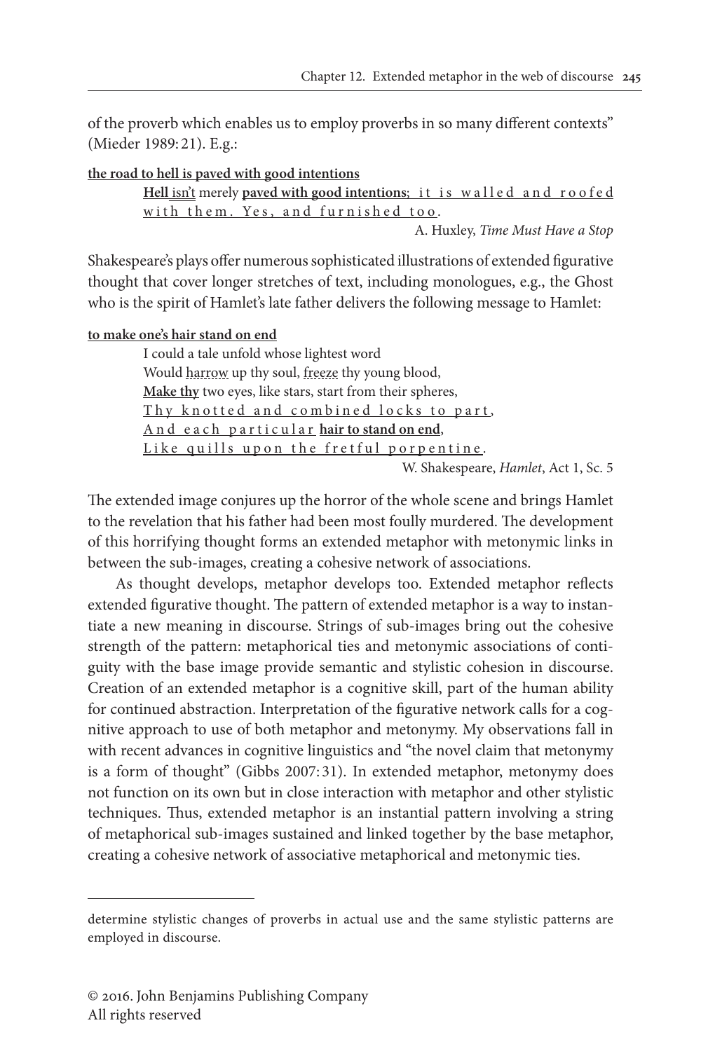of the proverb which enables us to employ proverbs in so many different contexts" (Mieder 1989: 21). E.g.:

**the road to hell is paved with good intentions**

> **Hell** isn't merely **paved with good intentions**; it is walled and roofed with them. Yes, and furnished too.
>
> A. Huxley, *Time Must Have a Stop*

Shakespeare's plays offer numerous sophisticated illustrations of extended figurative thought that cover longer stretches of text, including monologues, e.g., the Ghost who is the spirit of Hamlet's late father delivers the following message to Hamlet:

**to make one's hair stand on end**

> I could a tale unfold whose lightest word
> Would harrow up thy soul, freeze thy young blood,
> **Make thy** two eyes, like stars, start from their spheres,
> Thy knotted and combined locks to part,
> And each particular **hair to stand on end**,
> Like quills upon the fretful porpentine.
>
> W. Shakespeare, *Hamlet*, Act 1, Sc. 5

The extended image conjures up the horror of the whole scene and brings Hamlet to the revelation that his father had been most foully murdered. The development of this horrifying thought forms an extended metaphor with metonymic links in between the sub-images, creating a cohesive network of associations.

As thought develops, metaphor develops too. Extended metaphor reflects extended figurative thought. The pattern of extended metaphor is a way to instantiate a new meaning in discourse. Strings of sub-images bring out the cohesive strength of the pattern: metaphorical ties and metonymic associations of contiguity with the base image provide semantic and stylistic cohesion in discourse. Creation of an extended metaphor is a cognitive skill, part of the human ability for continued abstraction. Interpretation of the figurative network calls for a cognitive approach to use of both metaphor and metonymy. My observations fall in with recent advances in cognitive linguistics and "the novel claim that metonymy is a form of thought" (Gibbs 2007: 31). In extended metaphor, metonymy does not function on its own but in close interaction with metaphor and other stylistic techniques. Thus, extended metaphor is an instantial pattern involving a string of metaphorical sub-images sustained and linked together by the base metaphor, creating a cohesive network of associative metaphorical and metonymic ties.

---

determine stylistic changes of proverbs in actual use and the same stylistic patterns are employed in discourse.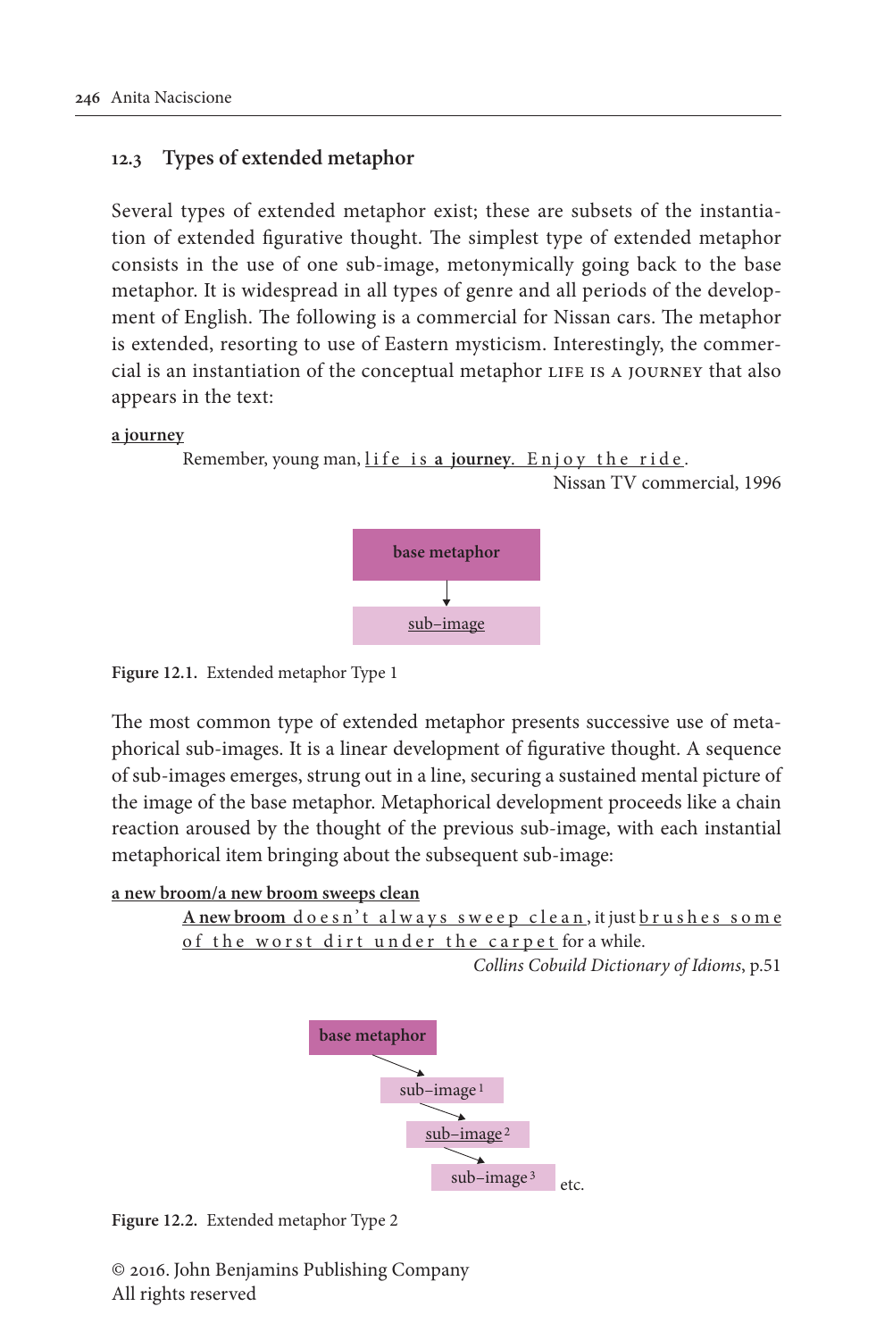### 12.3 Types of extended metaphor

Several types of extended metaphor exist; these are subsets of the instantiation of extended figurative thought. The simplest type of extended metaphor consists in the use of one sub-image, metonymically going back to the base metaphor. It is widespread in all types of genre and all periods of the development of English. The following is a commercial for Nissan cars. The metaphor is extended, resorting to use of Eastern mysticism. Interestingly, the commercial is an instantiation of the conceptual metaphor LIFE IS A JOURNEY that also appears in the text:

**a journey**

> Remember, young man, life is **a journey**. Enjoy the ride.
>
> Nissan TV commercial, 1996

base metaphor
↓
sub–image

**Figure 12.1.** Extended metaphor Type 1

The most common type of extended metaphor presents successive use of metaphorical sub-images. It is a linear development of figurative thought. A sequence of sub-images emerges, strung out in a line, securing a sustained mental picture of the image of the base metaphor. Metaphorical development proceeds like a chain reaction aroused by the thought of the previous sub-image, with each instantial metaphorical item bringing about the subsequent sub-image:

**a new broom/a new broom sweeps clean**

> **A new broom** doesn't always sweep clean, it just brushes some of the worst dirt under the carpet for a while.
>
> *Collins Cobuild Dictionary of Idioms*, p.51

base metaphor
→ sub–image 1
→ sub–image 2
→ sub–image 3 etc.

**Figure 12.2.** Extended metaphor Type 2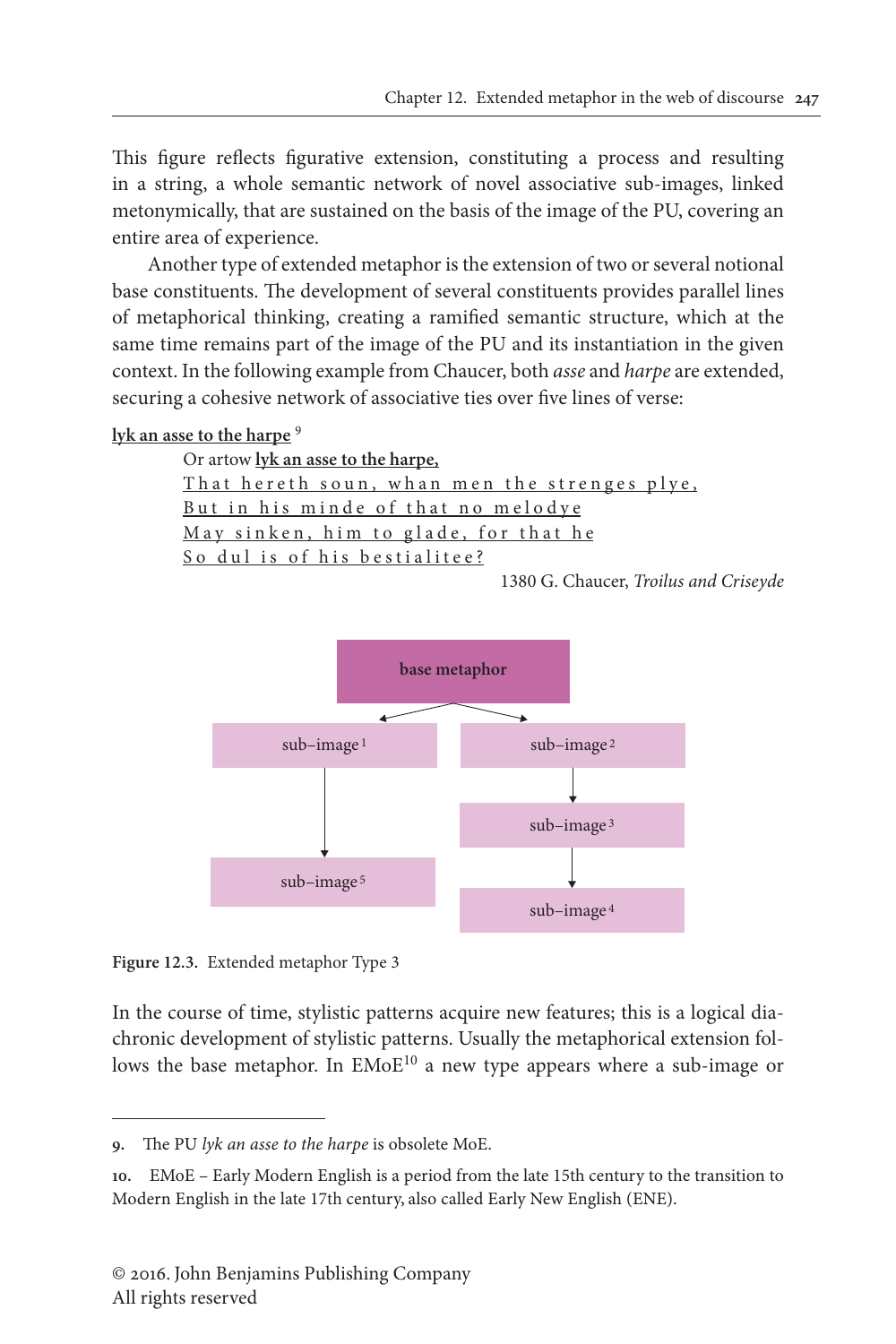This figure reflects figurative extension, constituting a process and resulting in a string, a whole semantic network of novel associative sub-images, linked metonymically, that are sustained on the basis of the image of the PU, covering an entire area of experience.

Another type of extended metaphor is the extension of two or several notional base constituents. The development of several constituents provides parallel lines of metaphorical thinking, creating a ramified semantic structure, which at the same time remains part of the image of the PU and its instantiation in the given context. In the following example from Chaucer, both *asse* and *harpe* are extended, securing a cohesive network of associative ties over five lines of verse:

**lyk an asse to the harpe** [9]

> Or artow **lyk an asse to the harpe,**
> That hereth soun, whan men the strenges plye,
> But in his minde of that no melodye
> May sinken, him to glade, for that he
> So dul is of his bestialitee?
>
> 1380 G. Chaucer, *Troilus and Criseyde*

base metaphor → sub-image 1 → sub-image 5; base metaphor → sub-image 2 → sub-image 3 → sub-image 4

**Figure 12.3.** Extended metaphor Type 3

In the course of time, stylistic patterns acquire new features; this is a logical diachronic development of stylistic patterns. Usually the metaphorical extension follows the base metaphor. In EMoE[10] a new type appears where a sub-image or

---

9. The PU *lyk an asse to the harpe* is obsolete MoE.

10. EMoE – Early Modern English is a period from the late 15th century to the transition to Modern English in the late 17th century, also called Early New English (ENE).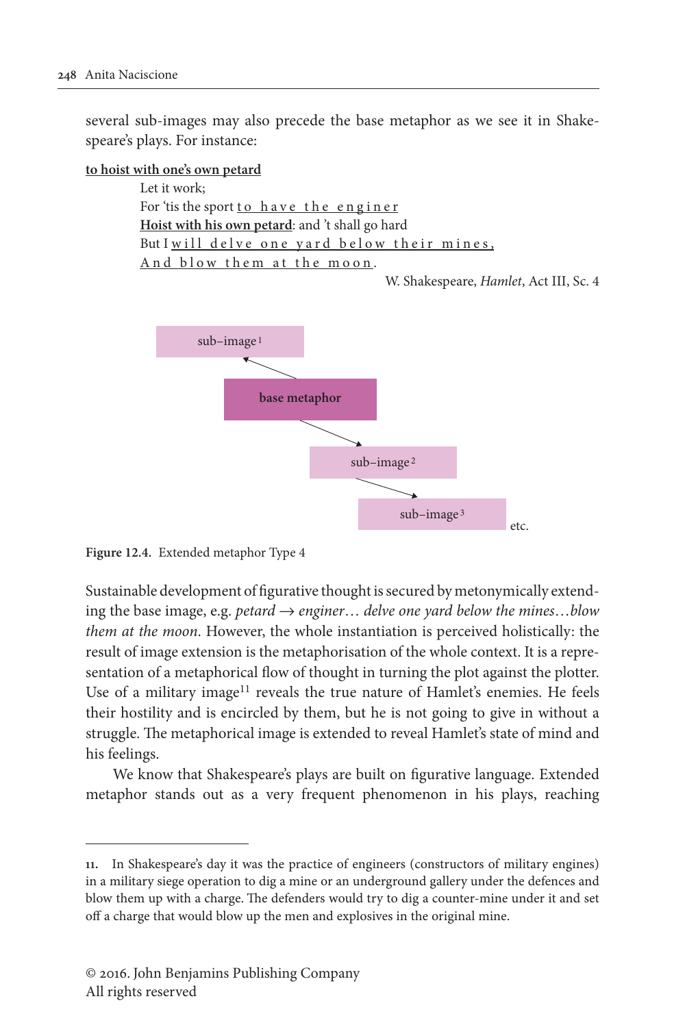several sub-images may also precede the base metaphor as we see it in Shakespeare's plays. For instance:

**to hoist with one's own petard**

> Let it work;
> For 'tis the sport to have the enginer
> **Hoist with his own petard**: and 't shall go hard
> But I will delve one yard below their mines,
> And blow them at the moon.
>
> W. Shakespeare, *Hamlet*, Act III, Sc. 4

sub–image 1

base metaphor

sub–image 2

sub–image 3 etc.

**Figure 12.4.** Extended metaphor Type 4

Sustainable development of figurative thought is secured by metonymically extending the base image, e.g. *petard* → *enginer*… *delve one yard below the mines*…*blow them at the moon*. However, the whole instantiation is perceived holistically: the result of image extension is the metaphorisation of the whole context. It is a representation of a metaphorical flow of thought in turning the plot against the plotter. Use of a military image[11] reveals the true nature of Hamlet's enemies. He feels their hostility and is encircled by them, but he is not going to give in without a struggle. The metaphorical image is extended to reveal Hamlet's state of mind and his feelings.

We know that Shakespeare's plays are built on figurative language. Extended metaphor stands out as a very frequent phenomenon in his plays, reaching

---

**11.** In Shakespeare's day it was the practice of engineers (constructors of military engines) in a military siege operation to dig a mine or an underground gallery under the defences and blow them up with a charge. The defenders would try to dig a counter-mine under it and set off a charge that would blow up the men and explosives in the original mine.

© 2016. John Benjamins Publishing Company
All rights reserved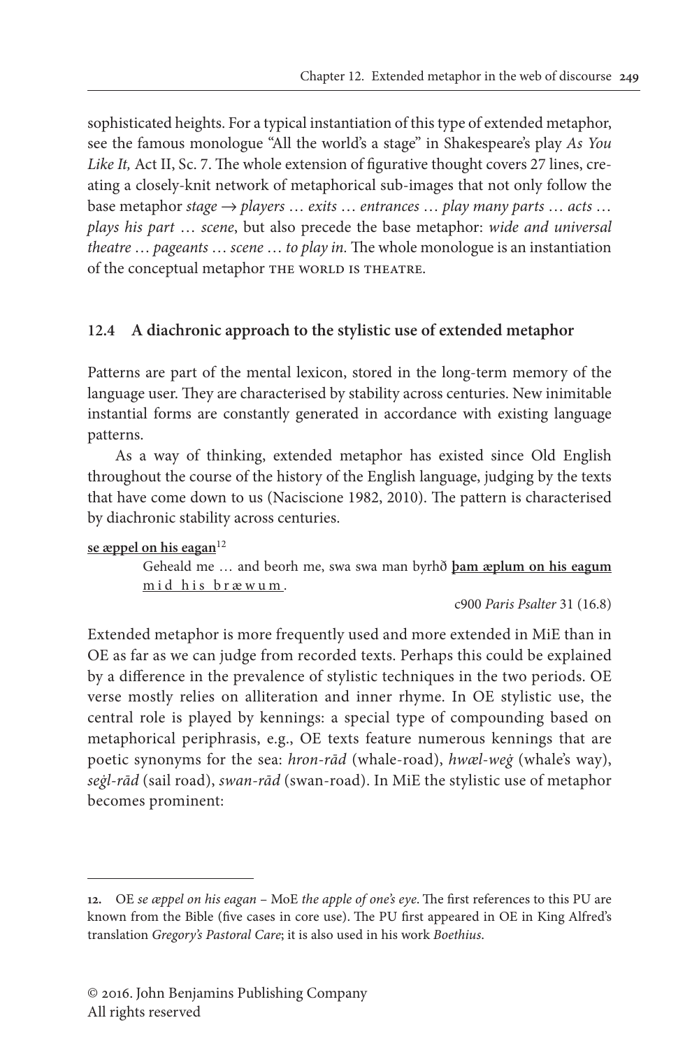sophisticated heights. For a typical instantiation of this type of extended metaphor, see the famous monologue "All the world's a stage" in Shakespeare's play *As You Like It,* Act II, Sc. 7. The whole extension of figurative thought covers 27 lines, creating a closely-knit network of metaphorical sub-images that not only follow the base metaphor *stage → players … exits … entrances … play many parts … acts … plays his part … scene*, but also precede the base metaphor: *wide and universal theatre … pageants … scene … to play in.* The whole monologue is an instantiation of the conceptual metaphor THE WORLD IS THEATRE.

### 12.4 A diachronic approach to the stylistic use of extended metaphor

Patterns are part of the mental lexicon, stored in the long-term memory of the language user. They are characterised by stability across centuries. New inimitable instantial forms are constantly generated in accordance with existing language patterns.

As a way of thinking, extended metaphor has existed since Old English throughout the course of the history of the English language, judging by the texts that have come down to us (Naciscione 1982, 2010). The pattern is characterised by diachronic stability across centuries.

<u>**se æppel on his eagan**</u>[12]

> Geheald me … and beorh me, swa swa man byrhð <u>**þam æplum on his eagum**</u> <u>m i d h i s b r æ w u m</u>.
>
> c900 *Paris Psalter* 31 (16.8)

Extended metaphor is more frequently used and more extended in MiE than in OE as far as we can judge from recorded texts. Perhaps this could be explained by a difference in the prevalence of stylistic techniques in the two periods. OE verse mostly relies on alliteration and inner rhyme. In OE stylistic use, the central role is played by kennings: a special type of compounding based on metaphorical periphrasis, e.g., OE texts feature numerous kennings that are poetic synonyms for the sea: *hron-rād* (whale-road), *hwæl-weġ* (whale's way), *seġl-rād* (sail road), *swan-rād* (swan-road). In MiE the stylistic use of metaphor becomes prominent:

---

**12.** OE *se æppel on his eagan* – MoE *the apple of one's eye*. The first references to this PU are known from the Bible (five cases in core use). The PU first appeared in OE in King Alfred's translation *Gregory's Pastoral Care*; it is also used in his work *Boethius*.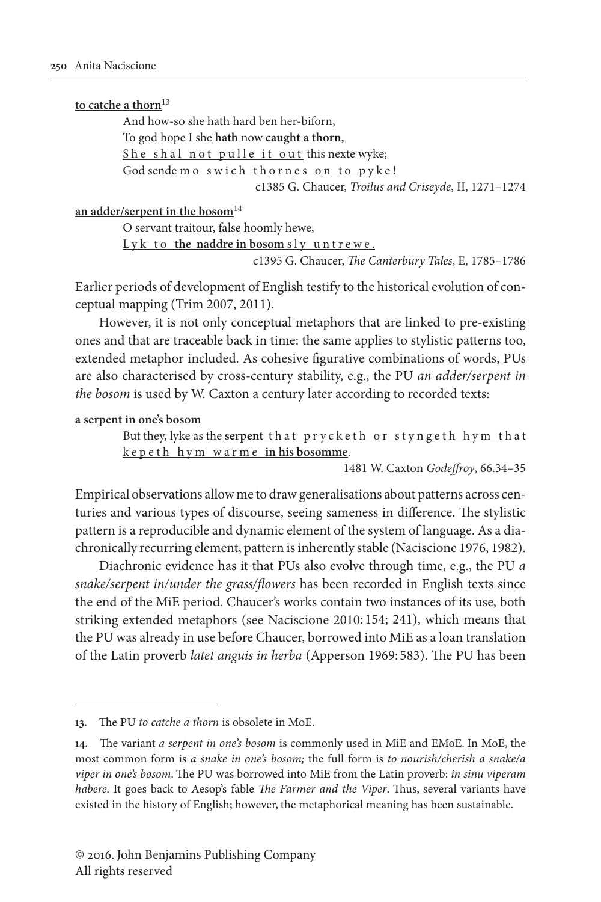**to catche a thorn**[13]

> And how-so she hath hard ben her-biforn,
> To god hope I she **hath** now **caught a thorn,**
> She shal not pulle it out this nexte wyke;
> God sende mo swich thornes on to pyke!
>
> c1385 G. Chaucer, *Troilus and Criseyde*, II, 1271–1274

**an adder/serpent in the bosom**[14]

> O servant traitour, false hoomly hewe,
> Lyk to **the naddre in bosom** sly untrewe.
>
> c1395 G. Chaucer, *The Canterbury Tales*, E, 1785–1786

Earlier periods of development of English testify to the historical evolution of conceptual mapping (Trim 2007, 2011).

However, it is not only conceptual metaphors that are linked to pre-existing ones and that are traceable back in time: the same applies to stylistic patterns too, extended metaphor included. As cohesive figurative combinations of words, PUs are also characterised by cross-century stability, e.g., the PU *an adder/serpent in the bosom* is used by W. Caxton a century later according to recorded texts:

**a serpent in one's bosom**

> But they, lyke as the **serpent** that prycketh or styngeth hym that kepeth hym warme **in his bosomme**.
>
> 1481 W. Caxton *Godeffroy*, 66.34–35

Empirical observations allow me to draw generalisations about patterns across centuries and various types of discourse, seeing sameness in difference. The stylistic pattern is a reproducible and dynamic element of the system of language. As a diachronically recurring element, pattern is inherently stable (Naciscione 1976, 1982).

Diachronic evidence has it that PUs also evolve through time, e.g., the PU *a snake/serpent in/under the grass/flowers* has been recorded in English texts since the end of the MiE period. Chaucer's works contain two instances of its use, both striking extended metaphors (see Naciscione 2010: 154; 241), which means that the PU was already in use before Chaucer, borrowed into MiE as a loan translation of the Latin proverb *latet anguis in herba* (Apperson 1969: 583). The PU has been

---

13. The PU *to catche a thorn* is obsolete in MoE.

14. The variant *a serpent in one's bosom* is commonly used in MiE and EMoE. In MoE, the most common form is *a snake in one's bosom;* the full form is *to nourish/cherish a snake/a viper in one's bosom*. The PU was borrowed into MiE from the Latin proverb: *in sinu viperam habere*. It goes back to Aesop's fable *The Farmer and the Viper*. Thus, several variants have existed in the history of English; however, the metaphorical meaning has been sustainable.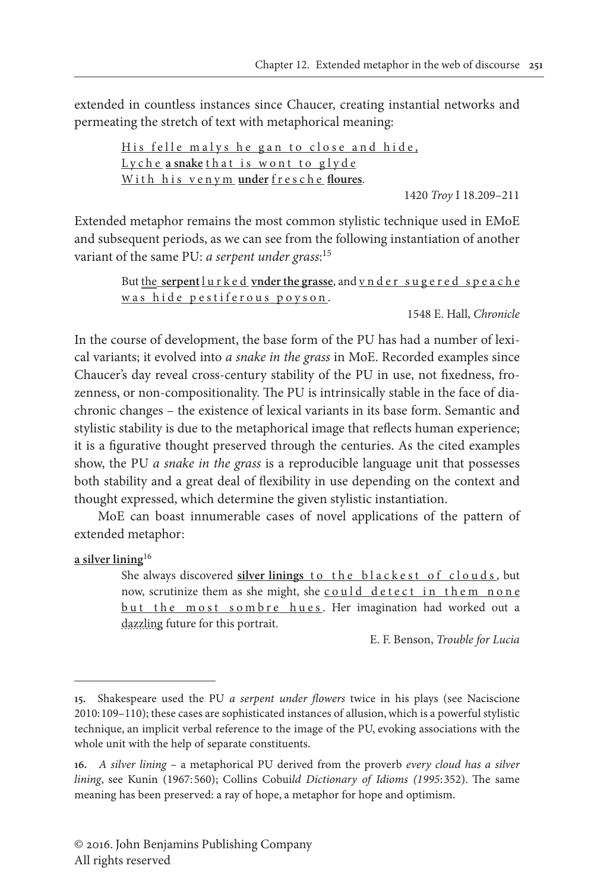extended in countless instances since Chaucer, creating instantial networks and permeating the stretch of text with metaphorical meaning:

> His felle malys he gan to close and hide,
> Lyche **a snake** that is wont to glyde
> With his venym **under** fresche **floures**.
>
> 1420 *Troy* I 18.209–211

Extended metaphor remains the most common stylistic technique used in EMoE and subsequent periods, as we can see from the following instantiation of another variant of the same PU: *a serpent under grass*:[15]

> But the **serpent** lurked **vnder the grasse**, and vnder sugered speache was hide pestiferous poyson.
>
> 1548 E. Hall, *Chronicle*

In the course of development, the base form of the PU has had a number of lexical variants; it evolved into *a snake in the grass* in MoE. Recorded examples since Chaucer's day reveal cross-century stability of the PU in use, not fixedness, frozenness, or non-compositionality. The PU is intrinsically stable in the face of diachronic changes – the existence of lexical variants in its base form. Semantic and stylistic stability is due to the metaphorical image that reflects human experience; it is a figurative thought preserved through the centuries. As the cited examples show, the PU *a snake in the grass* is a reproducible language unit that possesses both stability and a great deal of flexibility in use depending on the context and thought expressed, which determine the given stylistic instantiation.

MoE can boast innumerable cases of novel applications of the pattern of extended metaphor:

**a silver lining**[16]

> She always discovered **silver linings** to the blackest of clouds, but now, scrutinize them as she might, she could detect in them none but the most sombre hues. Her imagination had worked out a dazzling future for this portrait.
>
> E. F. Benson, *Trouble for Lucia*

---

**15.** Shakespeare used the PU *a serpent under flowers* twice in his plays (see Naciscione 2010:109–110); these cases are sophisticated instances of allusion, which is a powerful stylistic technique, an implicit verbal reference to the image of the PU, evoking associations with the whole unit with the help of separate constituents.

**16.** *A silver lining* – a metaphorical PU derived from the proverb *every cloud has a silver lining*, see Kunin (1967:560); Collins Cobui*ld Dictionary of Idioms (1995*:352). The same meaning has been preserved: a ray of hope, a metaphor for hope and optimism.

© 2016. John Benjamins Publishing Company
All rights reserved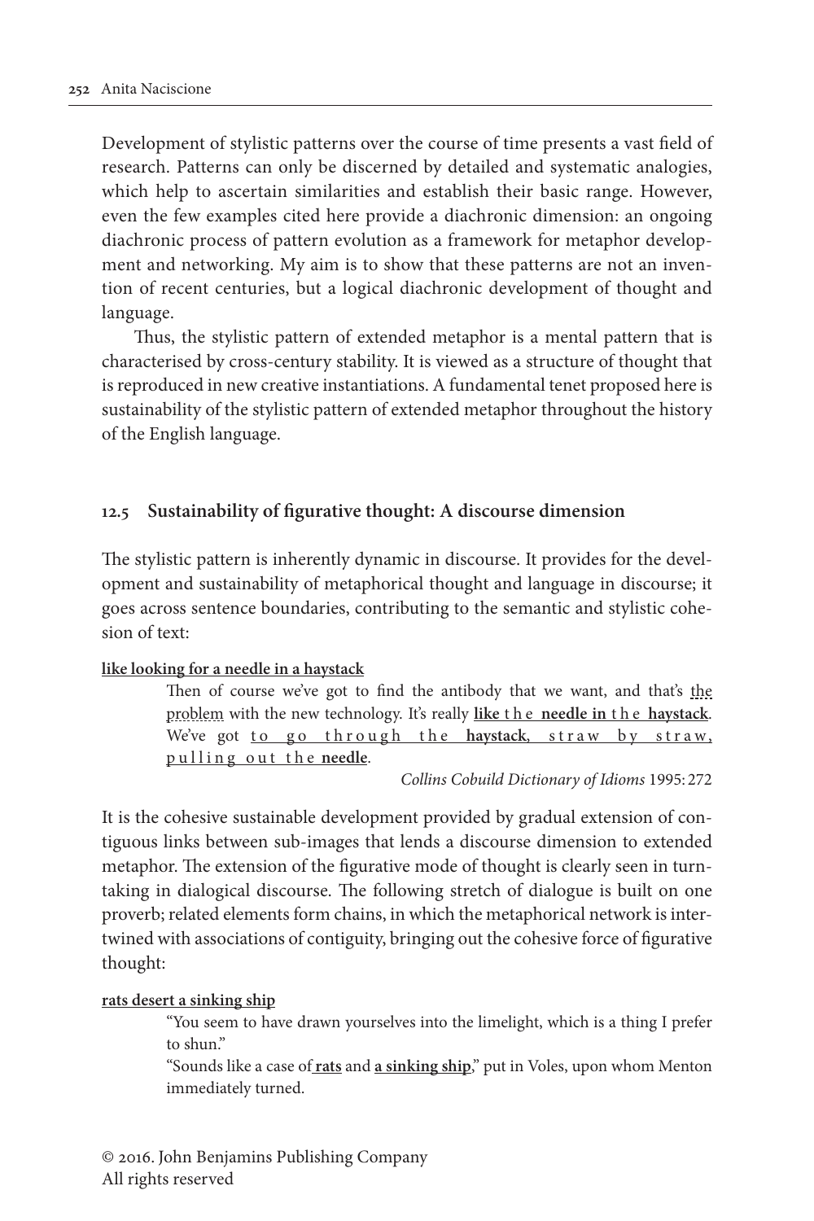Development of stylistic patterns over the course of time presents a vast field of research. Patterns can only be discerned by detailed and systematic analogies, which help to ascertain similarities and establish their basic range. However, even the few examples cited here provide a diachronic dimension: an ongoing diachronic process of pattern evolution as a framework for metaphor development and networking. My aim is to show that these patterns are not an invention of recent centuries, but a logical diachronic development of thought and language.

Thus, the stylistic pattern of extended metaphor is a mental pattern that is characterised by cross-century stability. It is viewed as a structure of thought that is reproduced in new creative instantiations. A fundamental tenet proposed here is sustainability of the stylistic pattern of extended metaphor throughout the history of the English language.

### 12.5 Sustainability of figurative thought: A discourse dimension

The stylistic pattern is inherently dynamic in discourse. It provides for the development and sustainability of metaphorical thought and language in discourse; it goes across sentence boundaries, contributing to the semantic and stylistic cohesion of text:

**like looking for a needle in a haystack**

> Then of course we've got to find the antibody that we want, and that's the problem with the new technology. It's really **like** the **needle in** the **haystack**. We've got to go through the **haystack**, straw by straw, pulling out the **needle**.
>
> *Collins Cobuild Dictionary of Idioms* 1995: 272

It is the cohesive sustainable development provided by gradual extension of contiguous links between sub-images that lends a discourse dimension to extended metaphor. The extension of the figurative mode of thought is clearly seen in turn-taking in dialogical discourse. The following stretch of dialogue is built on one proverb; related elements form chains, in which the metaphorical network is intertwined with associations of contiguity, bringing out the cohesive force of figurative thought:

**rats desert a sinking ship**

> "You seem to have drawn yourselves into the limelight, which is a thing I prefer to shun."
>
> "Sounds like a case of **rats** and **a sinking ship**," put in Voles, upon whom Menton immediately turned.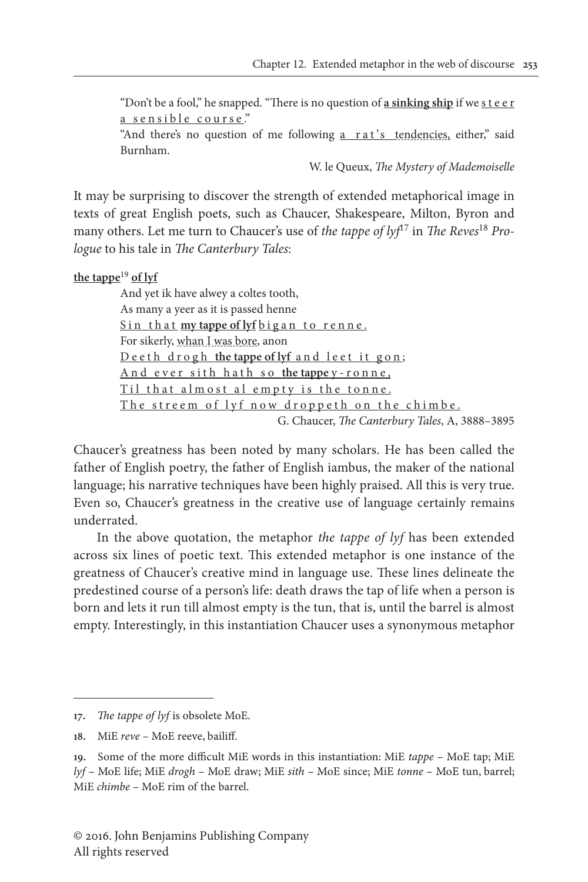"Don't be a fool," he snapped. "There is no question of **a sinking ship** if we steer a sensible course."
"And there's no question of me following a rat's tendencies, either," said Burnham.

W. le Queux, *The Mystery of Mademoiselle*

It may be surprising to discover the strength of extended metaphorical image in texts of great English poets, such as Chaucer, Shakespeare, Milton, Byron and many others. Let me turn to Chaucer's use of *the tappe of lyf*[17] in *The Reves*[18] *Prologue* to his tale in *The Canterbury Tales*:

**the tappe**[19] **of lyf**

And yet ik have alwey a coltes tooth,
As many a yeer as it is passed henne
Sin that **my tappe of lyf** bigan to renne.
For sikerly, whan I was bore, anon
Deeth drogh **the tappe of lyf** and leet it gon;
And ever sith hath so **the tappe** y-ronne,
Til that almost al empty is the tonne.
The streem of lyf now droppeth on the chimbe.

G. Chaucer, *The Canterbury Tales*, A, 3888–3895

Chaucer's greatness has been noted by many scholars. He has been called the father of English poetry, the father of English iambus, the maker of the national language; his narrative techniques have been highly praised. All this is very true. Even so, Chaucer's greatness in the creative use of language certainly remains underrated.

In the above quotation, the metaphor *the tappe of lyf* has been extended across six lines of poetic text. This extended metaphor is one instance of the greatness of Chaucer's creative mind in language use. These lines delineate the predestined course of a person's life: death draws the tap of life when a person is born and lets it run till almost empty is the tun, that is, until the barrel is almost empty. Interestingly, in this instantiation Chaucer uses a synonymous metaphor

---

17. *The tappe of lyf* is obsolete MoE.

18. MiE *reve* – MoE reeve, bailiff.

19. Some of the more difficult MiE words in this instantiation: MiE *tappe* – MoE tap; MiE *lyf* – MoE life; MiE *drogh* – MoE draw; MiE *sith* – MoE since; MiE *tonne* – MoE tun, barrel; MiE *chimbe* – MoE rim of the barrel.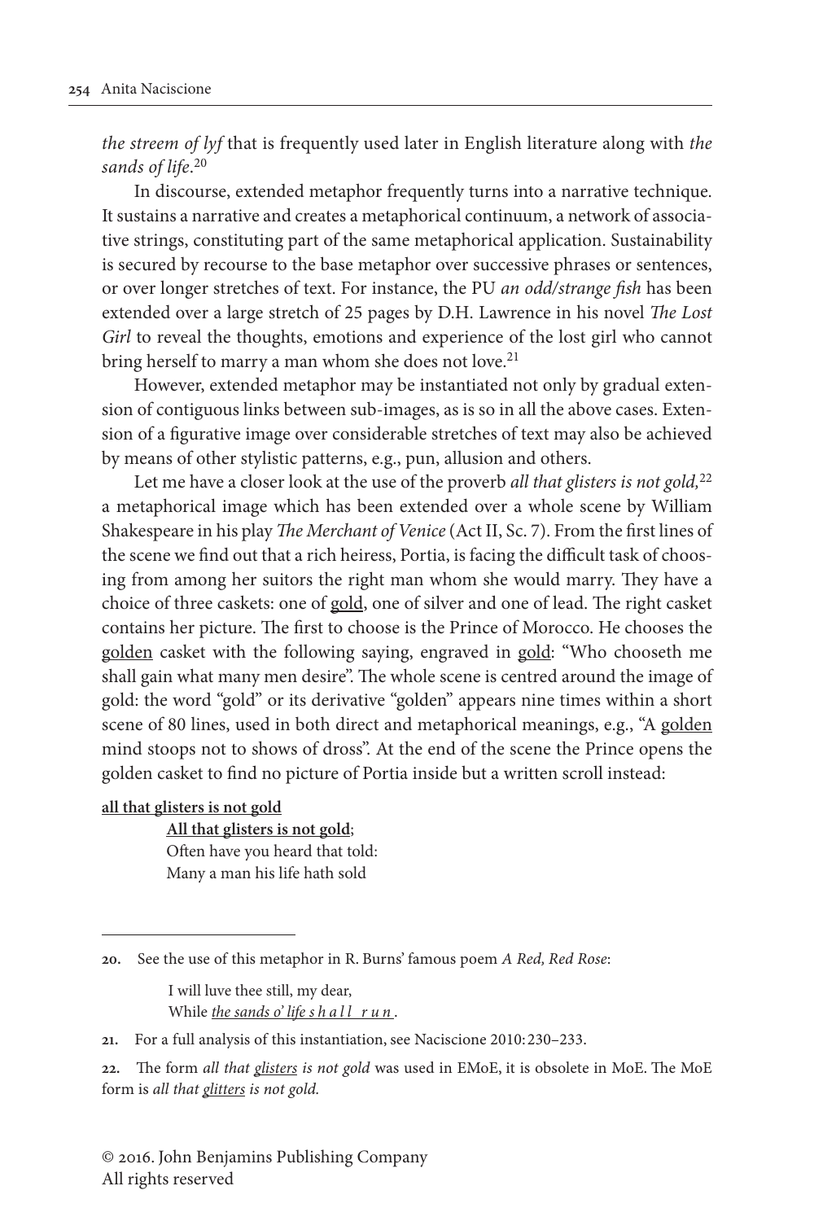*the streem of lyf* that is frequently used later in English literature along with *the sands of life*.[20]

In discourse, extended metaphor frequently turns into a narrative technique. It sustains a narrative and creates a metaphorical continuum, a network of associative strings, constituting part of the same metaphorical application. Sustainability is secured by recourse to the base metaphor over successive phrases or sentences, or over longer stretches of text. For instance, the PU *an odd/strange fish* has been extended over a large stretch of 25 pages by D.H. Lawrence in his novel *The Lost Girl* to reveal the thoughts, emotions and experience of the lost girl who cannot bring herself to marry a man whom she does not love.[21]

However, extended metaphor may be instantiated not only by gradual extension of contiguous links between sub-images, as is so in all the above cases. Extension of a figurative image over considerable stretches of text may also be achieved by means of other stylistic patterns, e.g., pun, allusion and others.

Let me have a closer look at the use of the proverb *all that glisters is not gold,*[22] a metaphorical image which has been extended over a whole scene by William Shakespeare in his play *The Merchant of Venice* (Act II, Sc. 7). From the first lines of the scene we find out that a rich heiress, Portia, is facing the difficult task of choosing from among her suitors the right man whom she would marry. They have a choice of three caskets: one of <u>gold</u>, one of silver and one of lead. The right casket contains her picture. The first to choose is the Prince of Morocco. He chooses the <u>golden</u> casket with the following saying, engraved in <u>gold</u>: "Who chooseth me shall gain what many men desire". The whole scene is centred around the image of gold: the word "gold" or its derivative "golden" appears nine times within a short scene of 80 lines, used in both direct and metaphorical meanings, e.g., "A <u>golden</u> mind stoops not to shows of dross". At the end of the scene the Prince opens the golden casket to find no picture of Portia inside but a written scroll instead:

**<u>all that glisters is not gold</u>**

> **<u>All that glisters is not gold</u>**;
> Often have you heard that told:
> Many a man his life hath sold

---

20. See the use of this metaphor in R. Burns' famous poem *A Red, Red Rose*:

> I will luve thee still, my dear,
> While *<u>the sands o' life s h a l l r u n</u>*.

21. For a full analysis of this instantiation, see Naciscione 2010: 230–233.

22. The form *all that <u>glisters</u> is not gold* was used in EMoE, it is obsolete in MoE. The MoE form is *all that <u>glitters</u> is not gold.*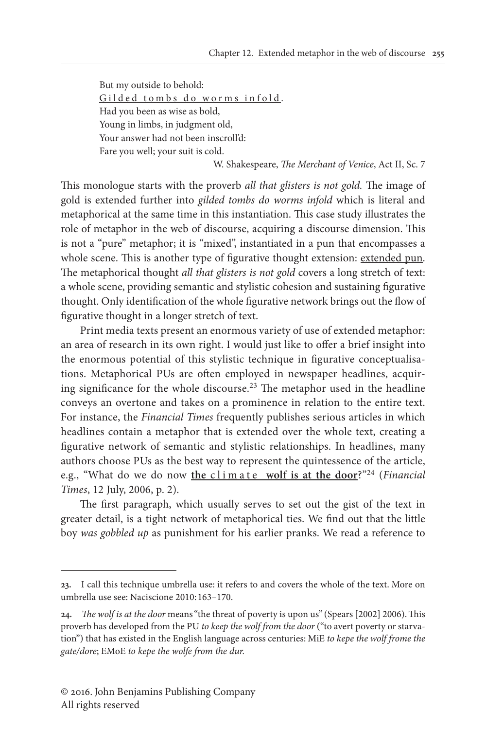But my outside to behold:  
<u>Gilded tombs do worms infold</u>.  
Had you been as wise as bold,  
Young in limbs, in judgment old,  
Your answer had not been inscroll'd:  
Fare you well; your suit is cold.

W. Shakespeare, *The Merchant of Venice*, Act II, Sc. 7

This monologue starts with the proverb *all that glisters is not gold.* The image of gold is extended further into *gilded tombs do worms infold* which is literal and metaphorical at the same time in this instantiation. This case study illustrates the role of metaphor in the web of discourse, acquiring a discourse dimension. This is not a "pure" metaphor; it is "mixed", instantiated in a pun that encompasses a whole scene. This is another type of figurative thought extension: <u>extended pun</u>. The metaphorical thought *all that glisters is not gold* covers a long stretch of text: a whole scene, providing semantic and stylistic cohesion and sustaining figurative thought. Only identification of the whole figurative network brings out the flow of figurative thought in a longer stretch of text.

Print media texts present an enormous variety of use of extended metaphor: an area of research in its own right. I would just like to offer a brief insight into the enormous potential of this stylistic technique in figurative conceptualisations. Metaphorical PUs are often employed in newspaper headlines, acquiring significance for the whole discourse.[23] The metaphor used in the headline conveys an overtone and takes on a prominence in relation to the entire text. For instance, the *Financial Times* frequently publishes serious articles in which headlines contain a metaphor that is extended over the whole text, creating a figurative network of semantic and stylistic relationships. In headlines, many authors choose PUs as the best way to represent the quintessence of the article, e.g., "What do we do now **<u>the climate wolf is at the door</u>**?"[24] (*Financial Times*, 12 July, 2006, p. 2).

The first paragraph, which usually serves to set out the gist of the text in greater detail, is a tight network of metaphorical ties. We find out that the little boy *was gobbled up* as punishment for his earlier pranks. We read a reference to

---

23. I call this technique umbrella use: it refers to and covers the whole of the text. More on umbrella use see: Naciscione 2010: 163–170.

24. *The wolf is at the door* means "the threat of poverty is upon us" (Spears [2002] 2006). This proverb has developed from the PU *to keep the wolf from the door* ("to avert poverty or starvation") that has existed in the English language across centuries: MiE *to kepe the wolf frome the gate/dore*; EMoE *to kepe the wolfe from the dur.*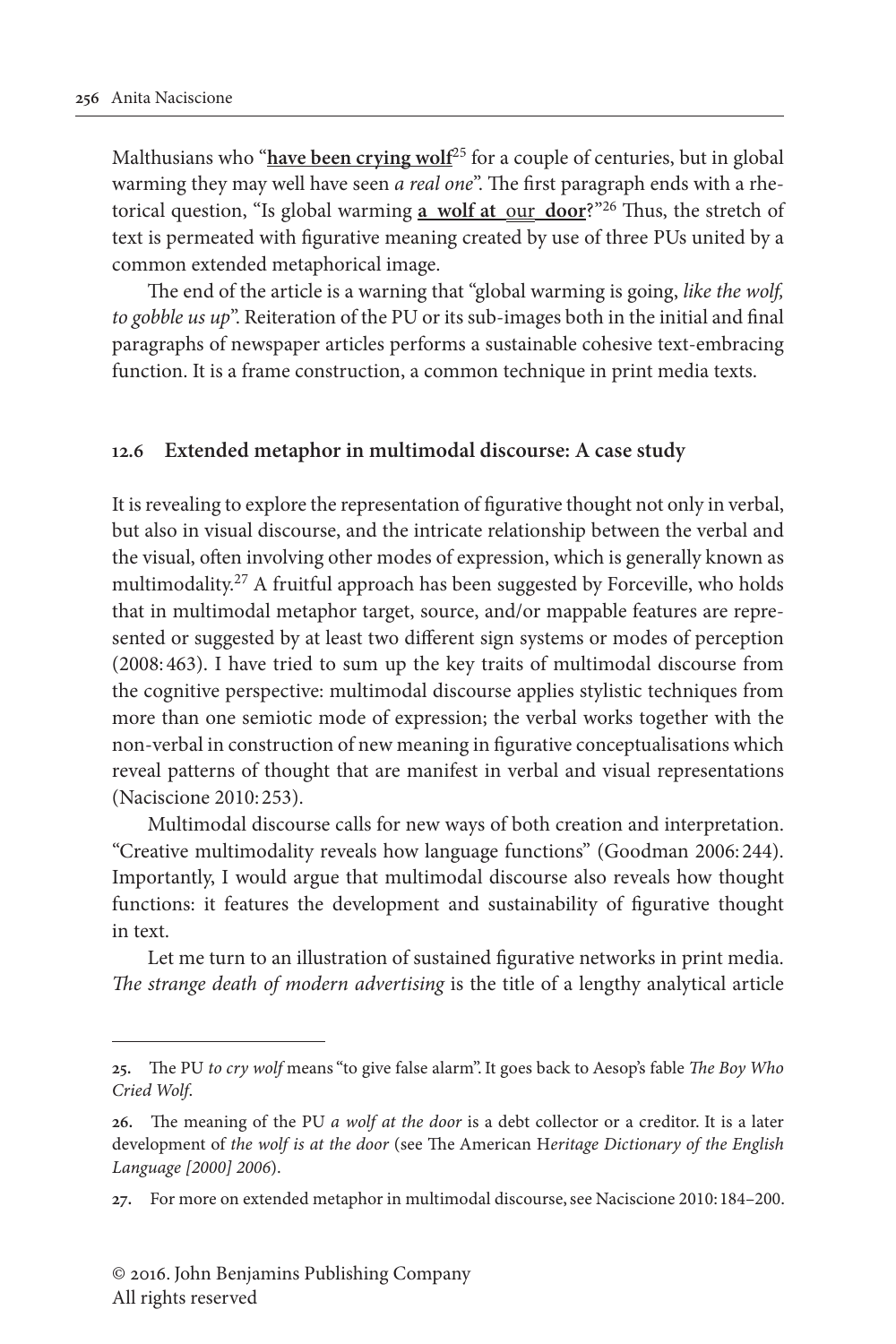Malthusians who "**have been crying wolf**[25] for a couple of centuries, but in global warming they may well have seen *a real one*". The first paragraph ends with a rhetorical question, "Is global warming **a wolf at** our **door**?"[26] Thus, the stretch of text is permeated with figurative meaning created by use of three PUs united by a common extended metaphorical image.

The end of the article is a warning that "global warming is going, *like the wolf, to gobble us up*". Reiteration of the PU or its sub-images both in the initial and final paragraphs of newspaper articles performs a sustainable cohesive text-embracing function. It is a frame construction, a common technique in print media texts.

## 12.6 Extended metaphor in multimodal discourse: A case study

It is revealing to explore the representation of figurative thought not only in verbal, but also in visual discourse, and the intricate relationship between the verbal and the visual, often involving other modes of expression, which is generally known as multimodality.[27] A fruitful approach has been suggested by Forceville, who holds that in multimodal metaphor target, source, and/or mappable features are represented or suggested by at least two different sign systems or modes of perception (2008: 463). I have tried to sum up the key traits of multimodal discourse from the cognitive perspective: multimodal discourse applies stylistic techniques from more than one semiotic mode of expression; the verbal works together with the non-verbal in construction of new meaning in figurative conceptualisations which reveal patterns of thought that are manifest in verbal and visual representations (Naciscione 2010: 253).

Multimodal discourse calls for new ways of both creation and interpretation. "Creative multimodality reveals how language functions" (Goodman 2006: 244). Importantly, I would argue that multimodal discourse also reveals how thought functions: it features the development and sustainability of figurative thought in text.

Let me turn to an illustration of sustained figurative networks in print media. *The strange death of modern advertising* is the title of a lengthy analytical article

---

25. The PU *to cry wolf* means "to give false alarm". It goes back to Aesop's fable *The Boy Who Cried Wolf*.

26. The meaning of the PU *a wolf at the door* is a debt collector or a creditor. It is a later development of *the wolf is at the door* (see The American H*eritage Dictionary of the English Language [2000] 2006*).

27. For more on extended metaphor in multimodal discourse, see Naciscione 2010: 184–200.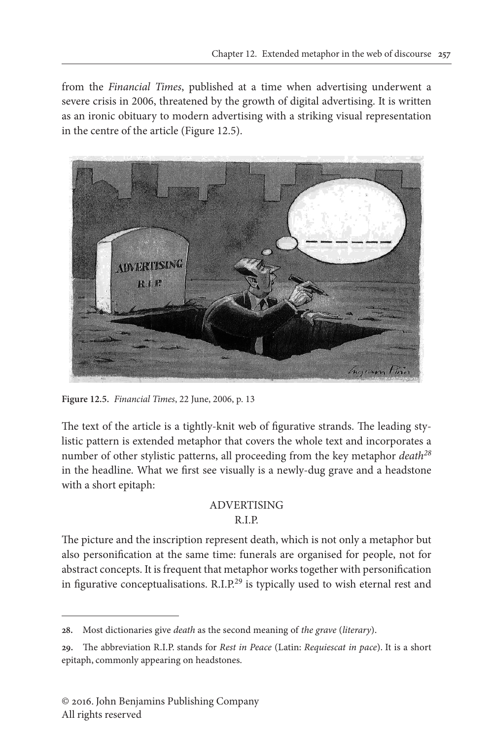from the *Financial Times*, published at a time when advertising underwent a severe crisis in 2006, threatened by the growth of digital advertising. It is written as an ironic obituary to modern advertising with a striking visual representation in the centre of the article (Figure 12.5).

**Figure 12.5.** *Financial Times*, 22 June, 2006, p. 13

The text of the article is a tightly-knit web of figurative strands. The leading stylistic pattern is extended metaphor that covers the whole text and incorporates a number of other stylistic patterns, all proceeding from the key metaphor *death*[28] in the headline. What we first see visually is a newly-dug grave and a headstone with a short epitaph:

ADVERTISING
R.I.P.

The picture and the inscription represent death, which is not only a metaphor but also personification at the same time: funerals are organised for people, not for abstract concepts. It is frequent that metaphor works together with personification in figurative conceptualisations. R.I.P.[29] is typically used to wish eternal rest and

---

**28.** Most dictionaries give *death* as the second meaning of *the grave* (*literary*).

**29.** The abbreviation R.I.P. stands for *Rest in Peace* (Latin: *Requiescat in pace*). It is a short epitaph, commonly appearing on headstones.

© 2016. John Benjamins Publishing Company
All rights reserved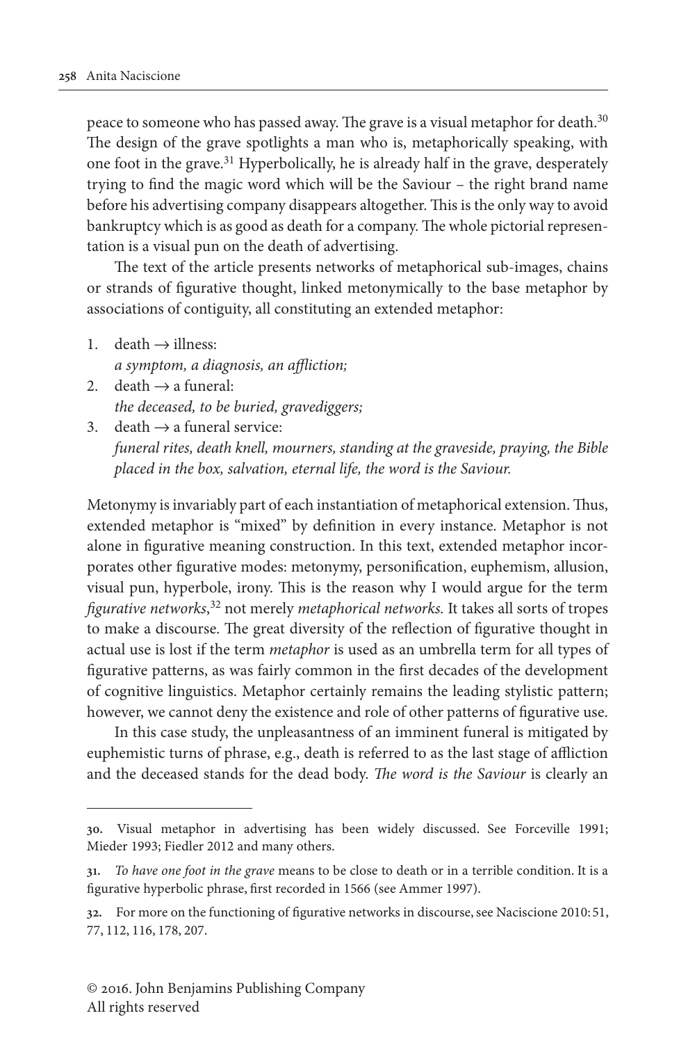peace to someone who has passed away. The grave is a visual metaphor for death.[30] The design of the grave spotlights a man who is, metaphorically speaking, with one foot in the grave.[31] Hyperbolically, he is already half in the grave, desperately trying to find the magic word which will be the Saviour – the right brand name before his advertising company disappears altogether. This is the only way to avoid bankruptcy which is as good as death for a company. The whole pictorial representation is a visual pun on the death of advertising.

The text of the article presents networks of metaphorical sub-images, chains or strands of figurative thought, linked metonymically to the base metaphor by associations of contiguity, all constituting an extended metaphor:

1. death → illness:
   *a symptom, a diagnosis, an affliction;*
2. death → a funeral:
   *the deceased, to be buried, gravediggers;*
3. death → a funeral service:
   *funeral rites, death knell, mourners, standing at the graveside, praying, the Bible placed in the box, salvation, eternal life, the word is the Saviour.*

Metonymy is invariably part of each instantiation of metaphorical extension. Thus, extended metaphor is "mixed" by definition in every instance. Metaphor is not alone in figurative meaning construction. In this text, extended metaphor incorporates other figurative modes: metonymy, personification, euphemism, allusion, visual pun, hyperbole, irony. This is the reason why I would argue for the term *figurative networks*,[32] not merely *metaphorical networks*. It takes all sorts of tropes to make a discourse. The great diversity of the reflection of figurative thought in actual use is lost if the term *metaphor* is used as an umbrella term for all types of figurative patterns, as was fairly common in the first decades of the development of cognitive linguistics. Metaphor certainly remains the leading stylistic pattern; however, we cannot deny the existence and role of other patterns of figurative use.

In this case study, the unpleasantness of an imminent funeral is mitigated by euphemistic turns of phrase, e.g., death is referred to as the last stage of affliction and the deceased stands for the dead body. *The word is the Saviour* is clearly an

---

30. Visual metaphor in advertising has been widely discussed. See Forceville 1991; Mieder 1993; Fiedler 2012 and many others.

31. *To have one foot in the grave* means to be close to death or in a terrible condition. It is a figurative hyperbolic phrase, first recorded in 1566 (see Ammer 1997).

32. For more on the functioning of figurative networks in discourse, see Naciscione 2010: 51, 77, 112, 116, 178, 207.

© 2016. John Benjamins Publishing Company
All rights reserved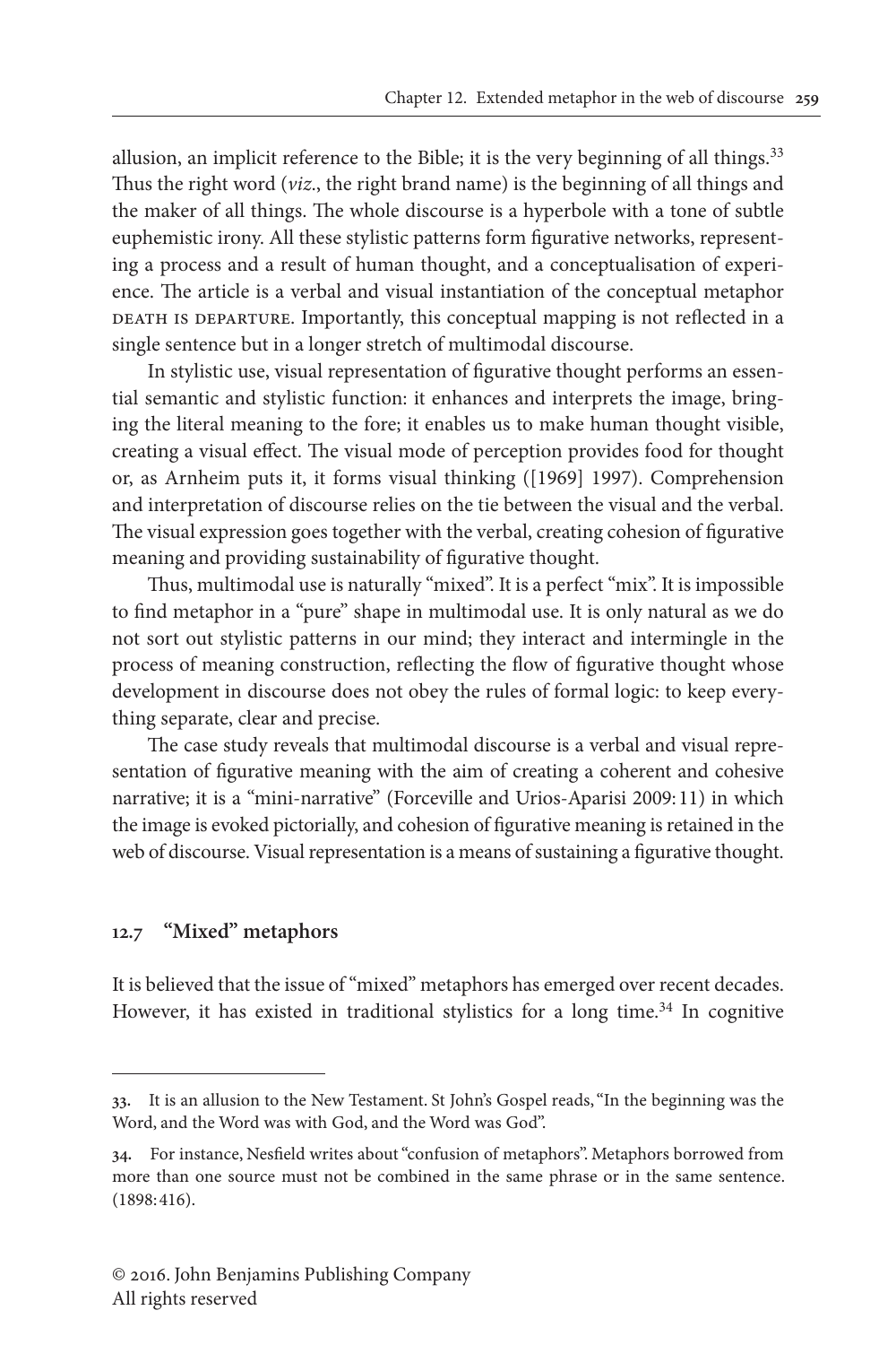allusion, an implicit reference to the Bible; it is the very beginning of all things.[33] Thus the right word (*viz*., the right brand name) is the beginning of all things and the maker of all things. The whole discourse is a hyperbole with a tone of subtle euphemistic irony. All these stylistic patterns form figurative networks, representing a process and a result of human thought, and a conceptualisation of experience. The article is a verbal and visual instantiation of the conceptual metaphor DEATH IS DEPARTURE. Importantly, this conceptual mapping is not reflected in a single sentence but in a longer stretch of multimodal discourse.

In stylistic use, visual representation of figurative thought performs an essential semantic and stylistic function: it enhances and interprets the image, bringing the literal meaning to the fore; it enables us to make human thought visible, creating a visual effect. The visual mode of perception provides food for thought or, as Arnheim puts it, it forms visual thinking ([1969] 1997). Comprehension and interpretation of discourse relies on the tie between the visual and the verbal. The visual expression goes together with the verbal, creating cohesion of figurative meaning and providing sustainability of figurative thought.

Thus, multimodal use is naturally "mixed". It is a perfect "mix". It is impossible to find metaphor in a "pure" shape in multimodal use. It is only natural as we do not sort out stylistic patterns in our mind; they interact and intermingle in the process of meaning construction, reflecting the flow of figurative thought whose development in discourse does not obey the rules of formal logic: to keep everything separate, clear and precise.

The case study reveals that multimodal discourse is a verbal and visual representation of figurative meaning with the aim of creating a coherent and cohesive narrative; it is a "mini-narrative" (Forceville and Urios-Aparisi 2009: 11) in which the image is evoked pictorially, and cohesion of figurative meaning is retained in the web of discourse. Visual representation is a means of sustaining a figurative thought.

## 12.7 "Mixed" metaphors

It is believed that the issue of "mixed" metaphors has emerged over recent decades. However, it has existed in traditional stylistics for a long time.[34] In cognitive

---

33. It is an allusion to the New Testament. St John's Gospel reads, "In the beginning was the Word, and the Word was with God, and the Word was God".

34. For instance, Nesfield writes about "confusion of metaphors". Metaphors borrowed from more than one source must not be combined in the same phrase or in the same sentence. (1898: 416).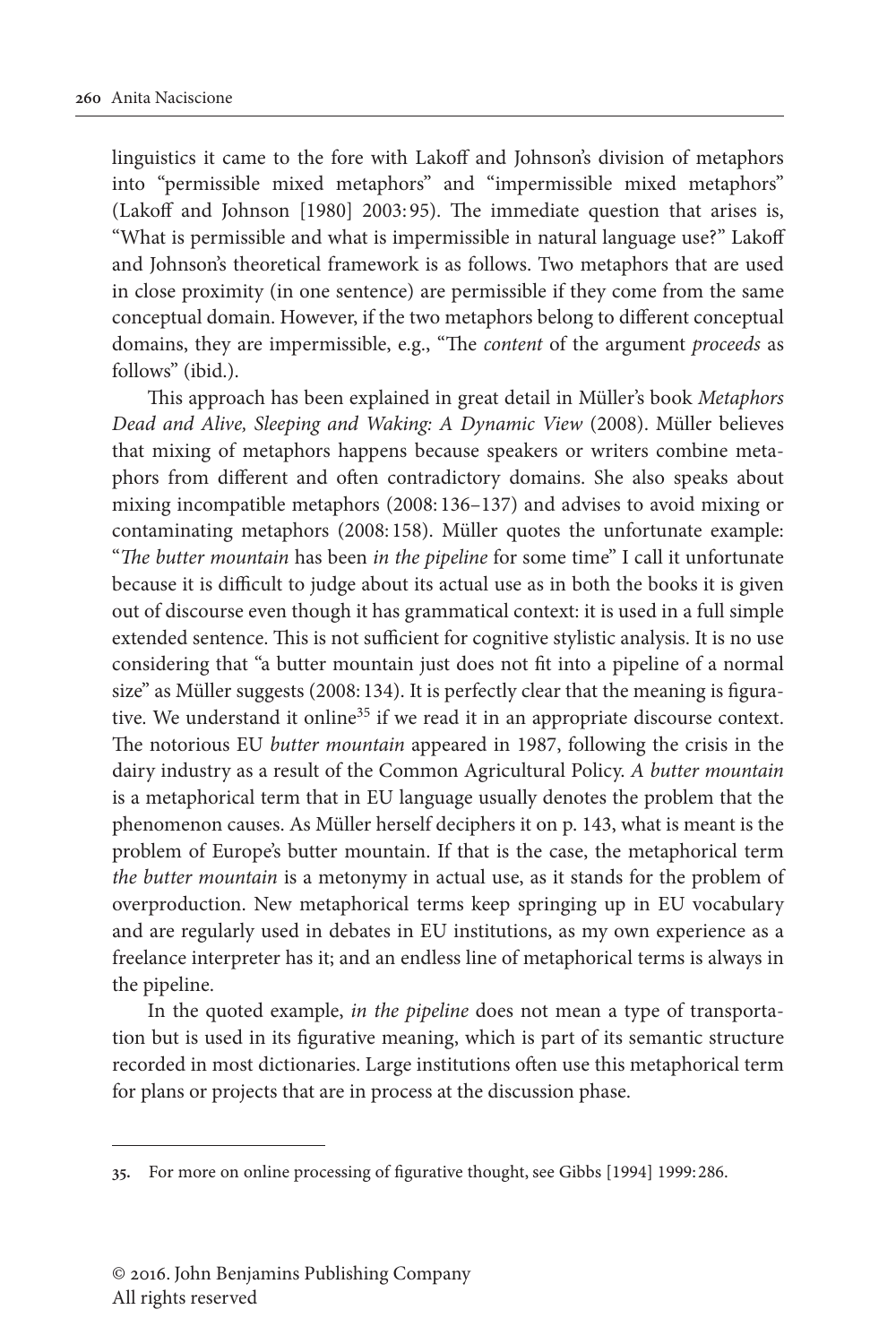linguistics it came to the fore with Lakoff and Johnson's division of metaphors into "permissible mixed metaphors" and "impermissible mixed metaphors" (Lakoff and Johnson [1980] 2003: 95). The immediate question that arises is, "What is permissible and what is impermissible in natural language use?" Lakoff and Johnson's theoretical framework is as follows. Two metaphors that are used in close proximity (in one sentence) are permissible if they come from the same conceptual domain. However, if the two metaphors belong to different conceptual domains, they are impermissible, e.g., "The *content* of the argument *proceeds* as follows" (ibid.).

This approach has been explained in great detail in Müller's book *Metaphors Dead and Alive, Sleeping and Waking: A Dynamic View* (2008). Müller believes that mixing of metaphors happens because speakers or writers combine metaphors from different and often contradictory domains. She also speaks about mixing incompatible metaphors (2008: 136–137) and advises to avoid mixing or contaminating metaphors (2008: 158). Müller quotes the unfortunate example: "*The butter mountain* has been *in the pipeline* for some time" I call it unfortunate because it is difficult to judge about its actual use as in both the books it is given out of discourse even though it has grammatical context: it is used in a full simple extended sentence. This is not sufficient for cognitive stylistic analysis. It is no use considering that "a butter mountain just does not fit into a pipeline of a normal size" as Müller suggests (2008: 134). It is perfectly clear that the meaning is figurative. We understand it online[35] if we read it in an appropriate discourse context. The notorious EU *butter mountain* appeared in 1987, following the crisis in the dairy industry as a result of the Common Agricultural Policy. *A butter mountain* is a metaphorical term that in EU language usually denotes the problem that the phenomenon causes. As Müller herself deciphers it on p. 143, what is meant is the problem of Europe's butter mountain. If that is the case, the metaphorical term *the butter mountain* is a metonymy in actual use, as it stands for the problem of overproduction. New metaphorical terms keep springing up in EU vocabulary and are regularly used in debates in EU institutions, as my own experience as a freelance interpreter has it; and an endless line of metaphorical terms is always in the pipeline.

In the quoted example, *in the pipeline* does not mean a type of transportation but is used in its figurative meaning, which is part of its semantic structure recorded in most dictionaries. Large institutions often use this metaphorical term for plans or projects that are in process at the discussion phase.

---

**35.** For more on online processing of figurative thought, see Gibbs [1994] 1999: 286.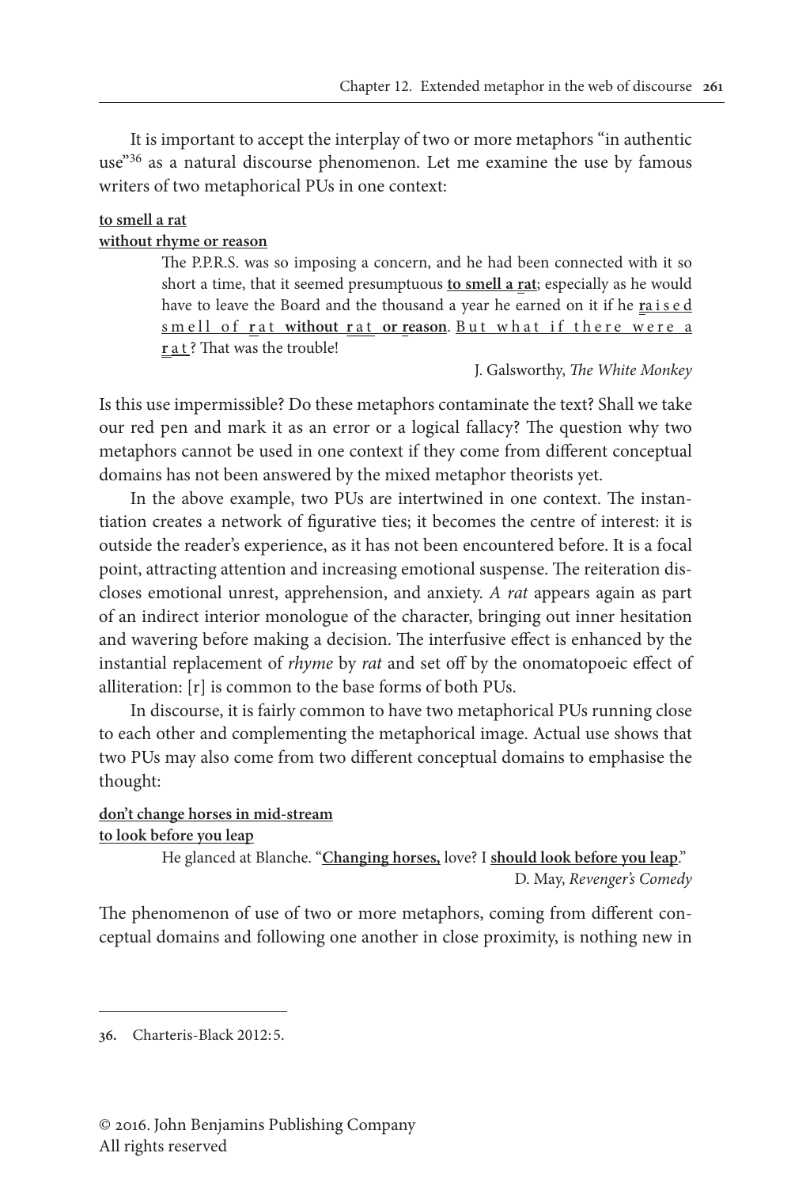It is important to accept the interplay of two or more metaphors "in authentic use"[36] as a natural discourse phenomenon. Let me examine the use by famous writers of two metaphorical PUs in one context:

**to smell a rat**
**without rhyme or reason**

> The P.P.R.S. was so imposing a concern, and he had been connected with it so short a time, that it seemed presumptuous **to smell a rat**; especially as he would have to leave the Board and the thousand a year he earned on it if he **r**a i s e d s m e l l o f **r** a t **without r** a t **or reason**. B u t w h a t i f t h e r e w e r e a **r** a t ? That was the trouble!
>
> J. Galsworthy, *The White Monkey*

Is this use impermissible? Do these metaphors contaminate the text? Shall we take our red pen and mark it as an error or a logical fallacy? The question why two metaphors cannot be used in one context if they come from different conceptual domains has not been answered by the mixed metaphor theorists yet.

In the above example, two PUs are intertwined in one context. The instantiation creates a network of figurative ties; it becomes the centre of interest: it is outside the reader's experience, as it has not been encountered before. It is a focal point, attracting attention and increasing emotional suspense. The reiteration discloses emotional unrest, apprehension, and anxiety. *A rat* appears again as part of an indirect interior monologue of the character, bringing out inner hesitation and wavering before making a decision. The interfusive effect is enhanced by the instantial replacement of *rhyme* by *rat* and set off by the onomatopoeic effect of alliteration: [r] is common to the base forms of both PUs.

In discourse, it is fairly common to have two metaphorical PUs running close to each other and complementing the metaphorical image. Actual use shows that two PUs may also come from two different conceptual domains to emphasise the thought:

**don't change horses in mid-stream**
**to look before you leap**

> He glanced at Blanche. "**Changing horses,** love? I **should look before you leap**."
>
> D. May, *Revenger's Comedy*

The phenomenon of use of two or more metaphors, coming from different conceptual domains and following one another in close proximity, is nothing new in

---

36. Charteris-Black 2012: 5.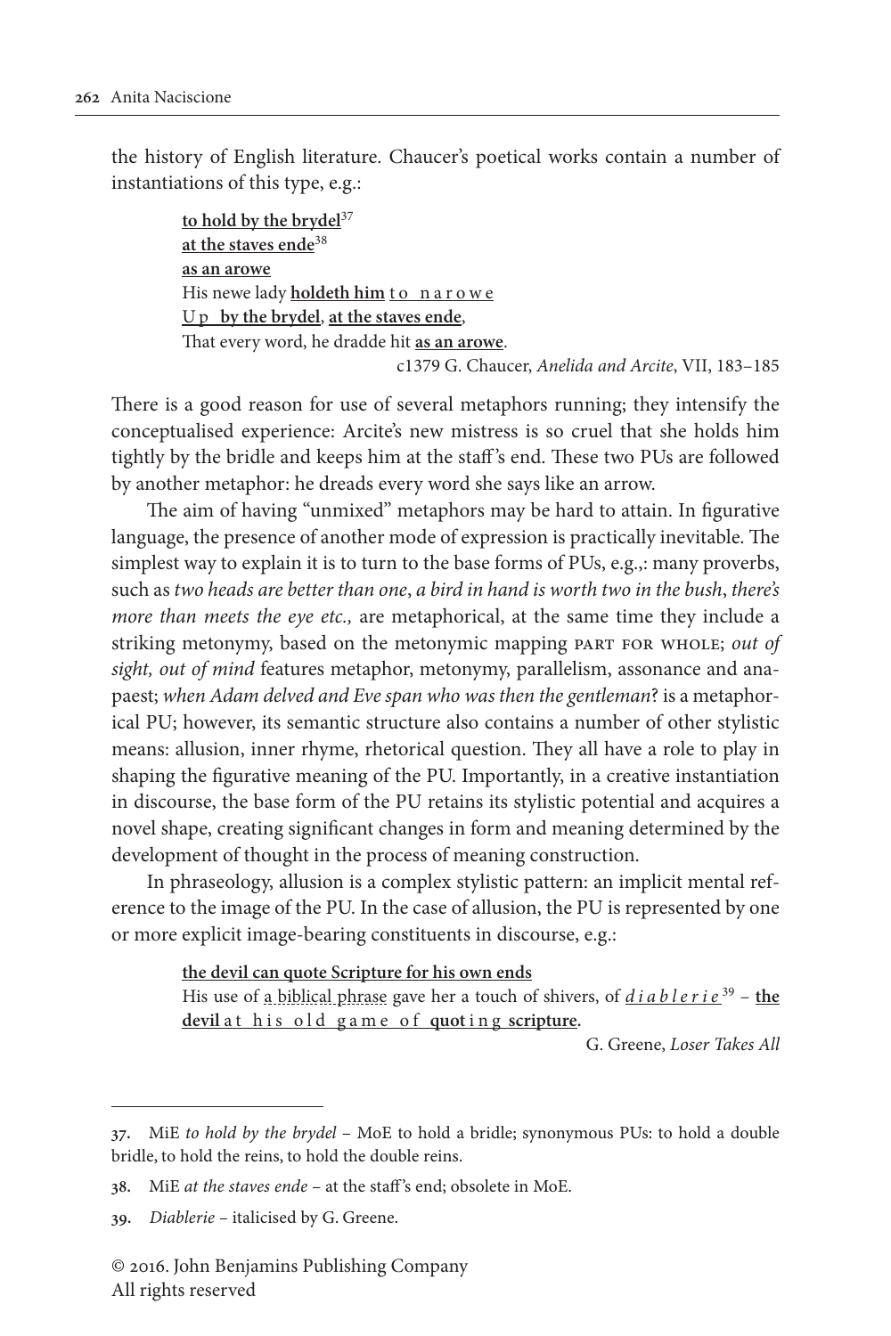the history of English literature. Chaucer's poetical works contain a number of instantiations of this type, e.g.:

> **to hold by the brydel**[37]
> **at the staves ende**[38]
> **as an arowe**
> His newe lady **holdeth him** to narowe
> Up **by the brydel**, **at the staves ende**,
> That every word, he dradde hit **as an arowe**.
>
> c1379 G. Chaucer, *Anelida and Arcite*, VII, 183–185

There is a good reason for use of several metaphors running; they intensify the conceptualised experience: Arcite's new mistress is so cruel that she holds him tightly by the bridle and keeps him at the staff's end. These two PUs are followed by another metaphor: he dreads every word she says like an arrow.

The aim of having "unmixed" metaphors may be hard to attain. In figurative language, the presence of another mode of expression is practically inevitable. The simplest way to explain it is to turn to the base forms of PUs, e.g.,: many proverbs, such as *two heads are better than one*, *a bird in hand is worth two in the bush*, *there's more than meets the eye etc.,* are metaphorical, at the same time they include a striking metonymy, based on the metonymic mapping PART FOR WHOLE; *out of sight, out of mind* features metaphor, metonymy, parallelism, assonance and anapaest; *when Adam delved and Eve span who was then the gentleman*? is a metaphorical PU; however, its semantic structure also contains a number of other stylistic means: allusion, inner rhyme, rhetorical question. They all have a role to play in shaping the figurative meaning of the PU. Importantly, in a creative instantiation in discourse, the base form of the PU retains its stylistic potential and acquires a novel shape, creating significant changes in form and meaning determined by the development of thought in the process of meaning construction.

In phraseology, allusion is a complex stylistic pattern: an implicit mental reference to the image of the PU. In the case of allusion, the PU is represented by one or more explicit image-bearing constituents in discourse, e.g.:

> **the devil can quote Scripture for his own ends**
> His use of a biblical phrase gave her a touch of shivers, of *diablerie*[39] – **the devil** at his old game of **quot**ing **scripture**.
>
> G. Greene, *Loser Takes All*

---

37. MiE *to hold by the brydel* – MoE to hold a bridle; synonymous PUs: to hold a double bridle, to hold the reins, to hold the double reins.

38. MiE *at the staves ende* – at the staff's end; obsolete in MoE.

39. *Diablerie* – italicised by G. Greene.

© 2016. John Benjamins Publishing Company
All rights reserved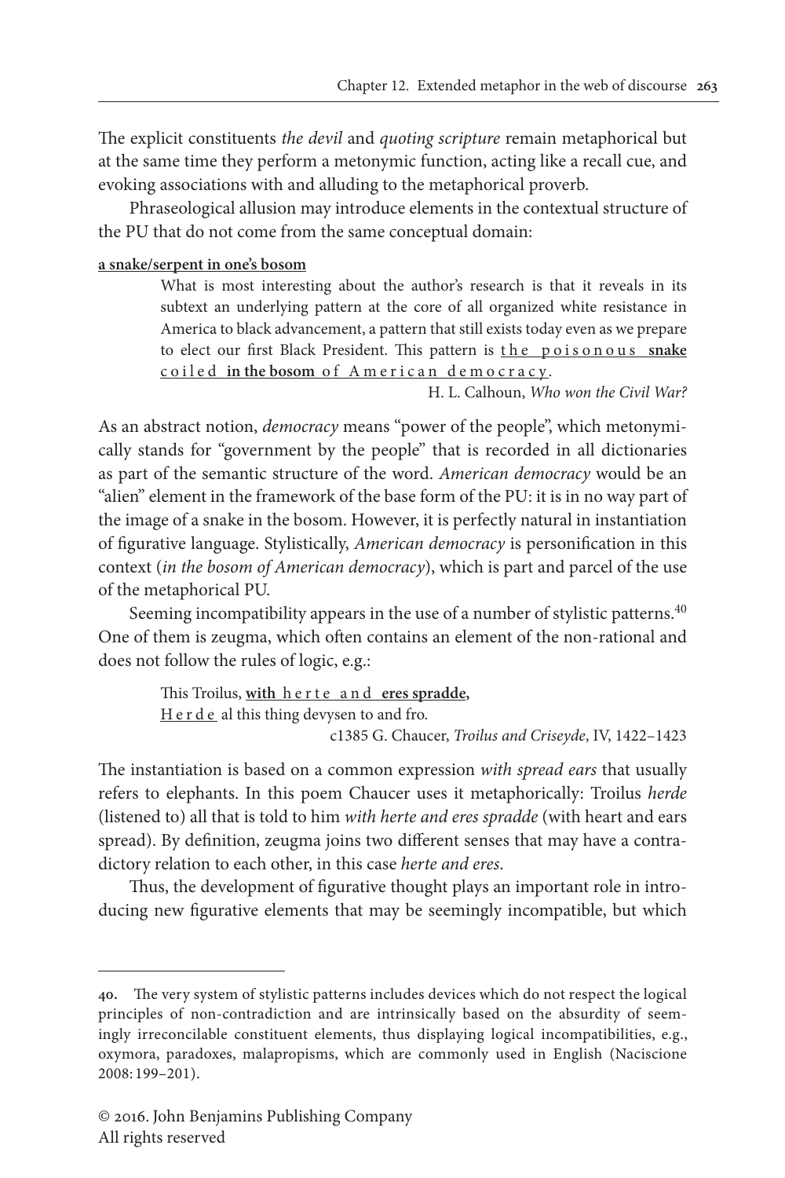The explicit constituents *the devil* and *quoting scripture* remain metaphorical but at the same time they perform a metonymic function, acting like a recall cue, and evoking associations with and alluding to the metaphorical proverb.

Phraseological allusion may introduce elements in the contextual structure of the PU that do not come from the same conceptual domain:

**a snake/serpent in one's bosom**

> What is most interesting about the author's research is that it reveals in its subtext an underlying pattern at the core of all organized white resistance in America to black advancement, a pattern that still exists today even as we prepare to elect our first Black President. This pattern is the poisonous **snake** coiled **in the bosom** of American democracy.
>
> H. L. Calhoun, *Who won the Civil War?*

As an abstract notion, *democracy* means "power of the people", which metonymically stands for "government by the people" that is recorded in all dictionaries as part of the semantic structure of the word. *American democracy* would be an "alien" element in the framework of the base form of the PU: it is in no way part of the image of a snake in the bosom. However, it is perfectly natural in instantiation of figurative language. Stylistically, *American democracy* is personification in this context (*in the bosom of American democracy*), which is part and parcel of the use of the metaphorical PU.

Seeming incompatibility appears in the use of a number of stylistic patterns.[40] One of them is zeugma, which often contains an element of the non-rational and does not follow the rules of logic, e.g.:

> This Troilus, **with** herte and **eres spradde,**
> Herde al this thing devysen to and fro.
>
> c1385 G. Chaucer, *Troilus and Criseyde*, IV, 1422–1423

The instantiation is based on a common expression *with spread ears* that usually refers to elephants. In this poem Chaucer uses it metaphorically: Troilus *herde* (listened to) all that is told to him *with herte and eres spradde* (with heart and ears spread). By definition, zeugma joins two different senses that may have a contradictory relation to each other, in this case *herte and eres*.

Thus, the development of figurative thought plays an important role in introducing new figurative elements that may be seemingly incompatible, but which

---

**40.** The very system of stylistic patterns includes devices which do not respect the logical principles of non-contradiction and are intrinsically based on the absurdity of seemingly irreconcilable constituent elements, thus displaying logical incompatibilities, e.g., oxymora, paradoxes, malapropisms, which are commonly used in English (Naciscione 2008: 199–201).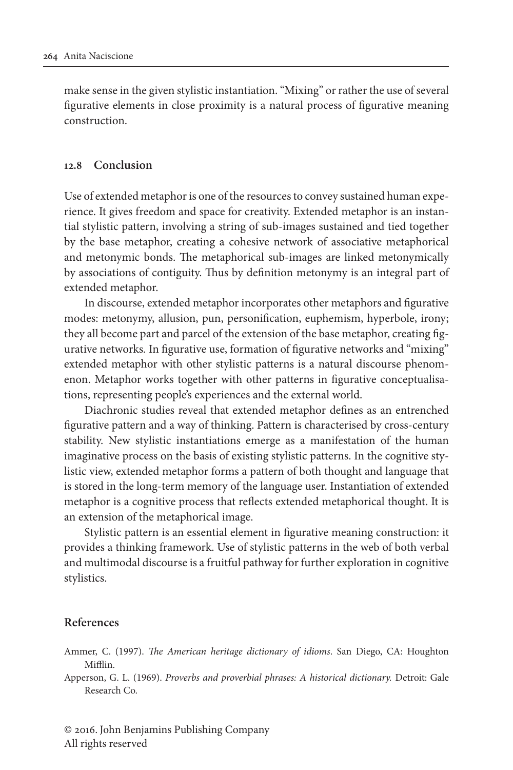make sense in the given stylistic instantiation. "Mixing" or rather the use of several figurative elements in close proximity is a natural process of figurative meaning construction.

### 12.8 Conclusion

Use of extended metaphor is one of the resources to convey sustained human experience. It gives freedom and space for creativity. Extended metaphor is an instantial stylistic pattern, involving a string of sub-images sustained and tied together by the base metaphor, creating a cohesive network of associative metaphorical and metonymic bonds. The metaphorical sub-images are linked metonymically by associations of contiguity. Thus by definition metonymy is an integral part of extended metaphor.

In discourse, extended metaphor incorporates other metaphors and figurative modes: metonymy, allusion, pun, personification, euphemism, hyperbole, irony; they all become part and parcel of the extension of the base metaphor, creating figurative networks. In figurative use, formation of figurative networks and "mixing" extended metaphor with other stylistic patterns is a natural discourse phenomenon. Metaphor works together with other patterns in figurative conceptualisations, representing people's experiences and the external world.

Diachronic studies reveal that extended metaphor defines as an entrenched figurative pattern and a way of thinking. Pattern is characterised by cross-century stability. New stylistic instantiations emerge as a manifestation of the human imaginative process on the basis of existing stylistic patterns. In the cognitive stylistic view, extended metaphor forms a pattern of both thought and language that is stored in the long-term memory of the language user. Instantiation of extended metaphor is a cognitive process that reflects extended metaphorical thought. It is an extension of the metaphorical image.

Stylistic pattern is an essential element in figurative meaning construction: it provides a thinking framework. Use of stylistic patterns in the web of both verbal and multimodal discourse is a fruitful pathway for further exploration in cognitive stylistics.

### References

Ammer, C. (1997). *The American heritage dictionary of idioms*. San Diego, CA: Houghton Mifflin.

Apperson, G. L. (1969). *Proverbs and proverbial phrases: A historical dictionary.* Detroit: Gale Research Co.

© 2016. John Benjamins Publishing Company
All rights reserved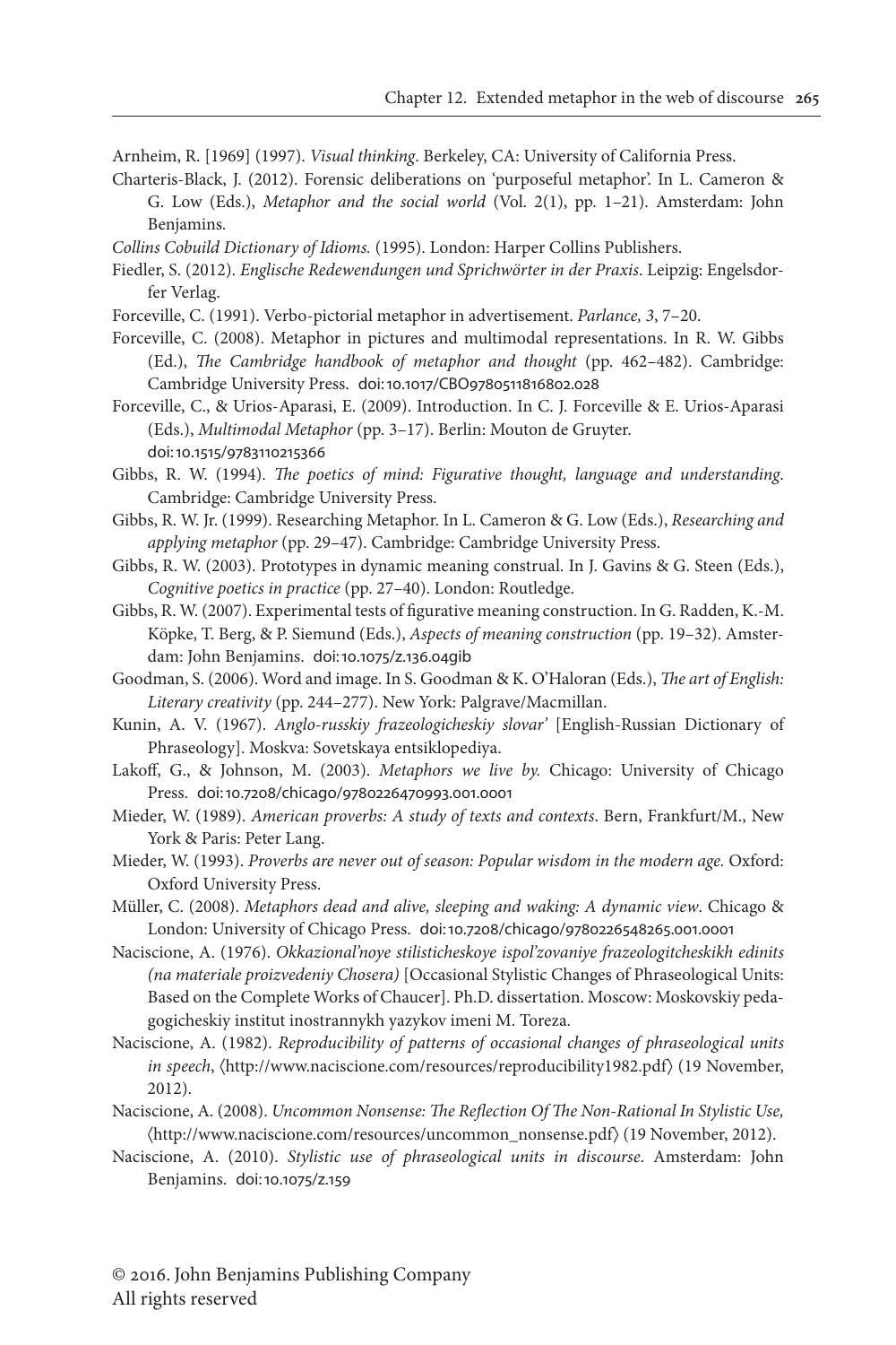Arnheim, R. [1969] (1997). *Visual thinking*. Berkeley, CA: University of California Press.

Charteris-Black, J. (2012). Forensic deliberations on 'purposeful metaphor'. In L. Cameron & G. Low (Eds.), *Metaphor and the social world* (Vol. 2(1), pp. 1–21). Amsterdam: John Benjamins.

*Collins Cobuild Dictionary of Idioms.* (1995). London: Harper Collins Publishers.

Fiedler, S. (2012). *Englische Redewendungen und Sprichwörter in der Praxis*. Leipzig: Engelsdorfer Verlag.

Forceville, C. (1991). Verbo-pictorial metaphor in advertisement. *Parlance, 3*, 7–20.

Forceville, C. (2008). Metaphor in pictures and multimodal representations. In R. W. Gibbs (Ed.), *The Cambridge handbook of metaphor and thought* (pp. 462–482). Cambridge: Cambridge University Press. doi:10.1017/CBO9780511816802.028

Forceville, C., & Urios-Aparasi, E. (2009). Introduction. In C. J. Forceville & E. Urios-Aparasi (Eds.), *Multimodal Metaphor* (pp. 3–17). Berlin: Mouton de Gruyter. doi:10.1515/9783110215366

Gibbs, R. W. (1994). *The poetics of mind: Figurative thought, language and understanding*. Cambridge: Cambridge University Press.

Gibbs, R. W. Jr. (1999). Researching Metaphor. In L. Cameron & G. Low (Eds.), *Researching and applying metaphor* (pp. 29–47). Cambridge: Cambridge University Press.

Gibbs, R. W. (2003). Prototypes in dynamic meaning construal. In J. Gavins & G. Steen (Eds.), *Cognitive poetics in practice* (pp. 27–40). London: Routledge.

Gibbs, R. W. (2007). Experimental tests of figurative meaning construction. In G. Radden, K.-M. Köpke, T. Berg, & P. Siemund (Eds.), *Aspects of meaning construction* (pp. 19–32). Amsterdam: John Benjamins. doi:10.1075/z.136.04gib

Goodman, S. (2006). Word and image. In S. Goodman & K. O'Haloran (Eds.), *The art of English: Literary creativity* (pp. 244–277). New York: Palgrave/Macmillan.

Kunin, A. V. (1967). *Anglo-russkiy frazeologicheskiy slovar'* [English-Russian Dictionary of Phraseology]. Moskva: Sovetskaya entsiklopediya.

Lakoff, G., & Johnson, M. (2003). *Metaphors we live by.* Chicago: University of Chicago Press. doi:10.7208/chicago/9780226470993.001.0001

Mieder, W. (1989). *American proverbs: A study of texts and contexts*. Bern, Frankfurt/M., New York & Paris: Peter Lang.

Mieder, W. (1993). *Proverbs are never out of season: Popular wisdom in the modern age.* Oxford: Oxford University Press.

Müller, C. (2008). *Metaphors dead and alive, sleeping and waking: A dynamic view*. Chicago & London: University of Chicago Press. doi:10.7208/chicago/9780226548265.001.0001

Naciscione, A. (1976). *Okkazional'noye stilisticheskoye ispol'zovaniye frazeologitcheskikh edinits (na materiale proizvedeniy Chosera)* [Occasional Stylistic Changes of Phraseological Units: Based on the Complete Works of Chaucer]. Ph.D. dissertation. Moscow: Moskovskiy pedagogicheskiy institut inostrannykh yazykov imeni M. Toreza.

Naciscione, A. (1982). *Reproducibility of patterns of occasional changes of phraseological units in speech*, ⟨http://www.naciscione.com/resources/reproducibility1982.pdf⟩ (19 November, 2012).

Naciscione, A. (2008). *Uncommon Nonsense: The Reflection Of The Non-Rational In Stylistic Use,* ⟨http://www.naciscione.com/resources/uncommon_nonsense.pdf⟩ (19 November, 2012).

Naciscione, A. (2010). *Stylistic use of phraseological units in discourse*. Amsterdam: John Benjamins. doi:10.1075/z.159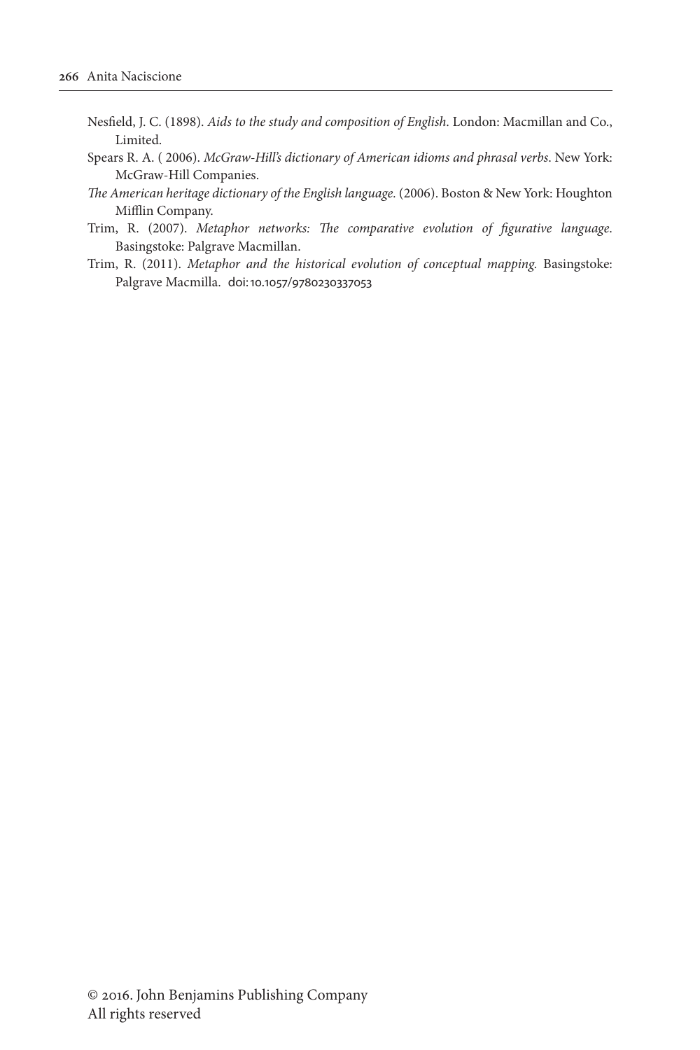Nesfield, J. C. (1898). *Aids to the study and composition of English*. London: Macmillan and Co., Limited.

Spears R. A. ( 2006). *McGraw-Hill's dictionary of American idioms and phrasal verbs*. New York: McGraw-Hill Companies.

*The American heritage dictionary of the English language.* (2006). Boston & New York: Houghton Mifflin Company.

Trim, R. (2007). *Metaphor networks: The comparative evolution of figurative language*. Basingstoke: Palgrave Macmillan.

Trim, R. (2011). *Metaphor and the historical evolution of conceptual mapping.* Basingstoke: Palgrave Macmilla. doi:10.1057/9780230337053

© 2016. John Benjamins Publishing Company
All rights reserved